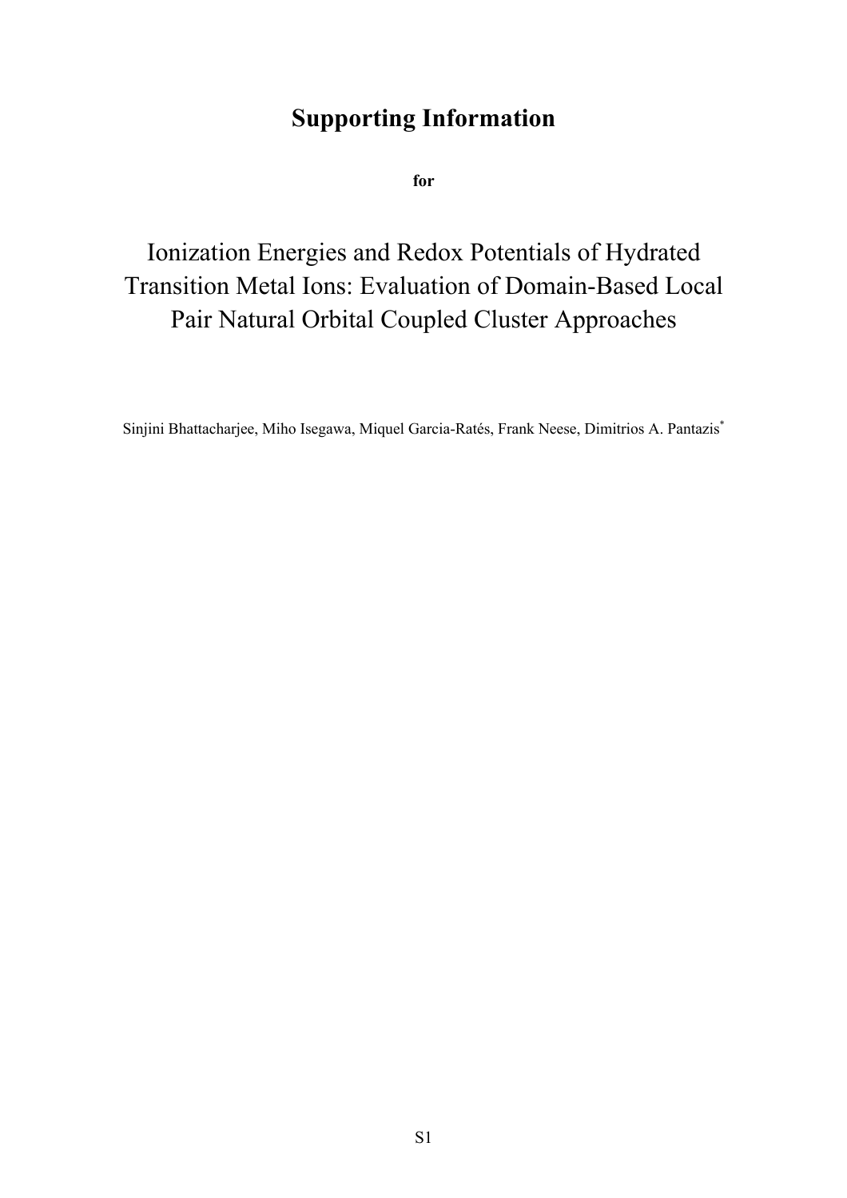# Supporting Information

**for**

# Ionization Energies and Redox Potentials of Hydrated Transition Metal Ions: Evaluation of Domain-Based Local Pair Natural Orbital Coupled Cluster Approaches

Sinjini Bhattacharjee, Miho Isegawa, Miquel Garcia-Ratés, Frank Neese, Dimitrios A. Pantazis*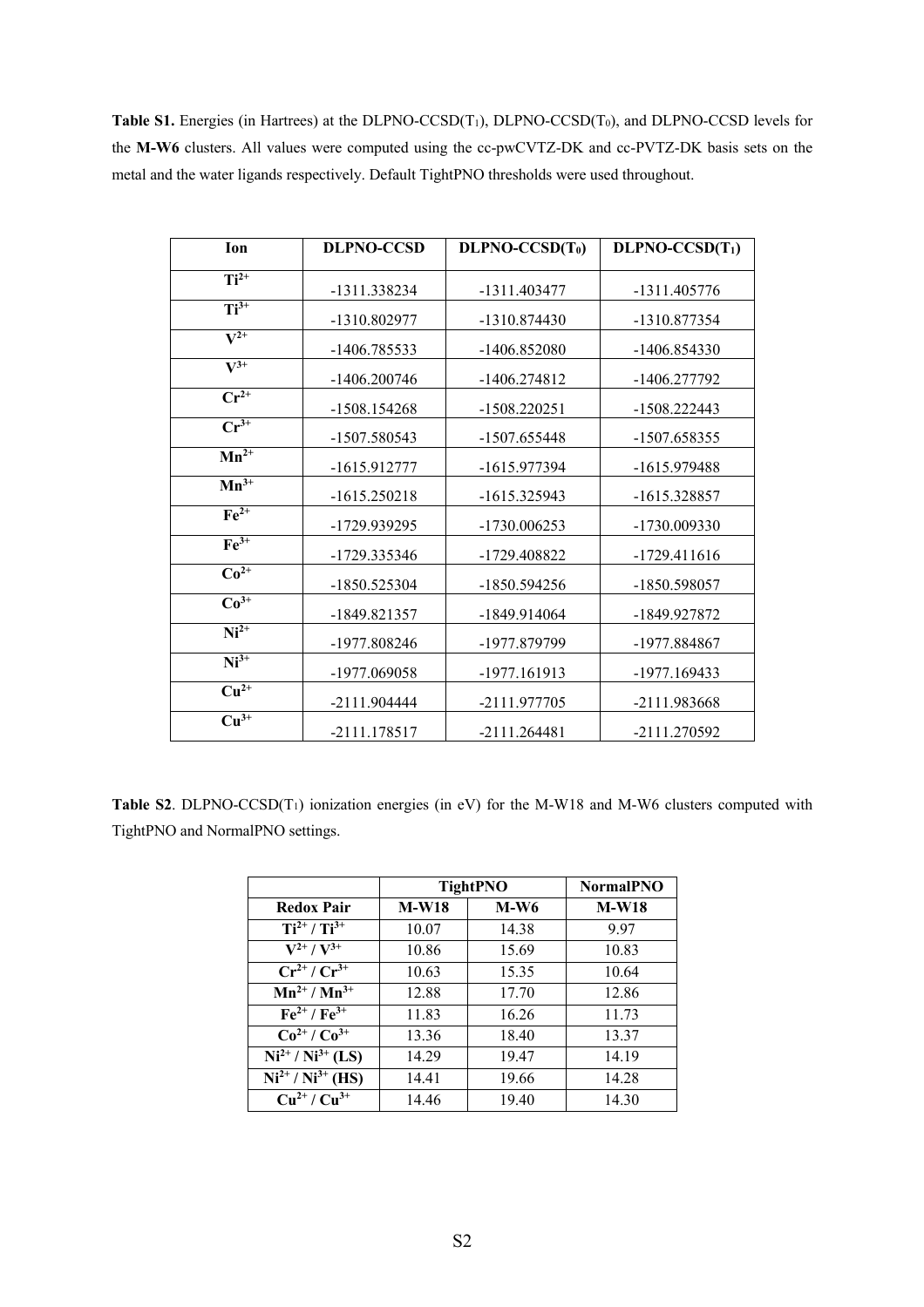**Table S1.** Energies (in Hartrees) at the DLPNO-CCSD($T_1$), DLPNO-CCSD($T_0$), and DLPNO-CCSD levels for the **M-W6** clusters. All values were computed using the cc-pwCVTZ-DK and cc-PVTZ-DK basis sets on the metal and the water ligands respectively. Default TightPNO thresholds were used throughout.

| Ion | DLPNO-CCSD | DLPNO-CCSD($T_0$) | DLPNO-CCSD($T_1$) |
|---|---|---|---|
| $Ti^{2+}$ | -1311.338234 | -1311.403477 | -1311.405776 |
| $Ti^{3+}$ | -1310.802977 | -1310.874430 | -1310.877354 |
| $V^{2+}$ | -1406.785533 | -1406.852080 | -1406.854330 |
| $V^{3+}$ | -1406.200746 | -1406.274812 | -1406.277792 |
| $Cr^{2+}$ | -1508.154268 | -1508.220251 | -1508.222443 |
| $Cr^{3+}$ | -1507.580543 | -1507.655448 | -1507.658355 |
| $Mn^{2+}$ | -1615.912777 | -1615.977394 | -1615.979488 |
| $Mn^{3+}$ | -1615.250218 | -1615.325943 | -1615.328857 |
| $Fe^{2+}$ | -1729.939295 | -1730.006253 | -1730.009330 |
| $Fe^{3+}$ | -1729.335346 | -1729.408822 | -1729.411616 |
| $Co^{2+}$ | -1850.525304 | -1850.594256 | -1850.598057 |
| $Co^{3+}$ | -1849.821357 | -1849.914064 | -1849.927872 |
| $Ni^{2+}$ | -1977.808246 | -1977.879799 | -1977.884867 |
| $Ni^{3+}$ | -1977.069058 | -1977.161913 | -1977.169433 |
| $Cu^{2+}$ | -2111.904444 | -2111.977705 | -2111.983668 |
| $Cu^{3+}$ | -2111.178517 | -2111.264481 | -2111.270592 |

**Table S2**. DLPNO-CCSD($T_1$) ionization energies (in eV) for the M-W18 and M-W6 clusters computed with TightPNO and NormalPNO settings.

| | TightPNO | | NormalPNO |
|---|---|---|---|
| **Redox Pair** | **M-W18** | **M-W6** | **M-W18** |
| $Ti^{2+}$ / $Ti^{3+}$ | 10.07 | 14.38 | 9.97 |
| $V^{2+}$ / $V^{3+}$ | 10.86 | 15.69 | 10.83 |
| $Cr^{2+}$ / $Cr^{3+}$ | 10.63 | 15.35 | 10.64 |
| $Mn^{2+}$ / $Mn^{3+}$ | 12.88 | 17.70 | 12.86 |
| $Fe^{2+}$ / $Fe^{3+}$ | 11.83 | 16.26 | 11.73 |
| $Co^{2+}$ / $Co^{3+}$ | 13.36 | 18.40 | 13.37 |
| $Ni^{2+}$ / $Ni^{3+}$ (LS) | 14.29 | 19.47 | 14.19 |
| $Ni^{2+}$ / $Ni^{3+}$ (HS) | 14.41 | 19.66 | 14.28 |
| $Cu^{2+}$ / $Cu^{3+}$ | 14.46 | 19.40 | 14.30 |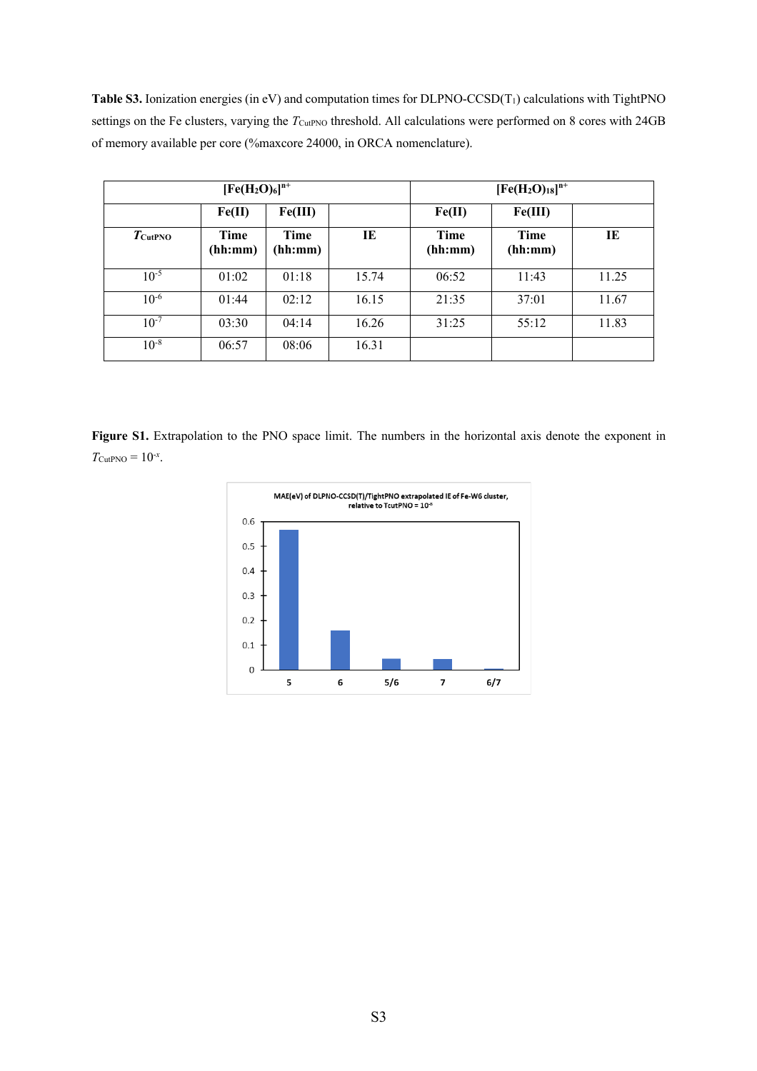**Table S3.** Ionization energies (in eV) and computation times for DLPNO-CCSD($T_1$) calculations with TightPNO settings on the Fe clusters, varying the $T_{CutPNO}$ threshold. All calculations were performed on 8 cores with 24GB of memory available per core (%maxcore 24000, in ORCA nomenclature).

| | $[Fe(H_2O)_6]^{n+}$ | | | $[Fe(H_2O)_{18}]^{n+}$ | | |
|---|---|---|---|---|---|---|
| | Fe(II) | Fe(III) | | Fe(II) | Fe(III) | |
| $T_{CutPNO}$ | Time (hh:mm) | Time (hh:mm) | IE | Time (hh:mm) | Time (hh:mm) | IE |
| $10^{-5}$ | 01:02 | 01:18 | 15.74 | 06:52 | 11:43 | 11.25 |
| $10^{-6}$ | 01:44 | 02:12 | 16.15 | 21:35 | 37:01 | 11.67 |
| $10^{-7}$ | 03:30 | 04:14 | 16.26 | 31:25 | 55:12 | 11.83 |
| $10^{-8}$ | 06:57 | 08:06 | 16.31 | | | |

**Figure S1.** Extrapolation to the PNO space limit. The numbers in the horizontal axis denote the exponent in $T_{CutPNO} = 10^{-x}$.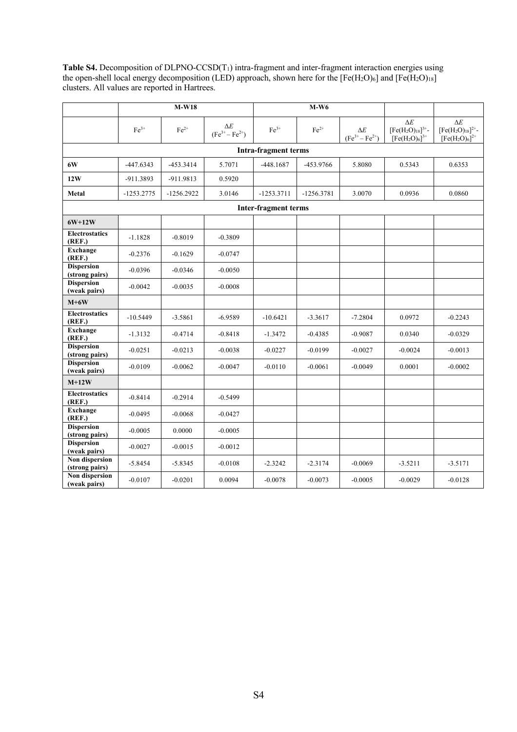**Table S4.** Decomposition of DLPNO-CCSD($T_1$) intra-fragment and inter-fragment interaction energies using the open-shell local energy decomposition (LED) approach, shown here for the $[Fe(H_2O)_6]$ and $[Fe(H_2O)_{18}]$ clusters. All values are reported in Hartrees.

| | **M-W18** | | | **M-W6** | | | | |
|---|---|---|---|---|---|---|---|---|
| | $Fe^{3+}$ | $Fe^{2+}$ | $\Delta E$ ($Fe^{3+} - Fe^{2+}$) | $Fe^{3+}$ | $Fe^{2+}$ | $\Delta E$ ($Fe^{3+} - Fe^{2+}$) | $\Delta E$ $[Fe(H_2O)_{18}]^{3+}$- $[Fe(H_2O)_6]^{3+}$ | $\Delta E$ $[Fe(H_2O)_{18}]^{2+}$- $[Fe(H_2O)_6]^{2+}$ |
| **Intra-fragment terms** | | | | | | | | |
| **6W** | -447.6343 | -453.3414 | 5.7071 | -448.1687 | -453.9766 | 5.8080 | 0.5343 | 0.6353 |
| **12W** | -911.3893 | -911.9813 | 0.5920 | | | | | |
| **Metal** | -1253.2775 | -1256.2922 | 3.0146 | -1253.3711 | -1256.3781 | 3.0070 | 0.0936 | 0.0860 |
| **Inter-fragment terms** | | | | | | | | |
| **6W+12W** | | | | | | | | |
| **Electrostatics (REF.)** | -1.1828 | -0.8019 | -0.3809 | | | | | |
| **Exchange (REF.)** | -0.2376 | -0.1629 | -0.0747 | | | | | |
| **Dispersion (strong pairs)** | -0.0396 | -0.0346 | -0.0050 | | | | | |
| **Dispersion (weak pairs)** | -0.0042 | -0.0035 | -0.0008 | | | | | |
| **M+6W** | | | | | | | | |
| **Electrostatics (REF.)** | -10.5449 | -3.5861 | -6.9589 | -10.6421 | -3.3617 | -7.2804 | 0.0972 | -0.2243 |
| **Exchange (REF.)** | -1.3132 | -0.4714 | -0.8418 | -1.3472 | -0.4385 | -0.9087 | 0.0340 | -0.0329 |
| **Dispersion (strong pairs)** | -0.0251 | -0.0213 | -0.0038 | -0.0227 | -0.0199 | -0.0027 | -0.0024 | -0.0013 |
| **Dispersion (weak pairs)** | -0.0109 | -0.0062 | -0.0047 | -0.0110 | -0.0061 | -0.0049 | 0.0001 | -0.0002 |
| **M+12W** | | | | | | | | |
| **Electrostatics (REF.)** | -0.8414 | -0.2914 | -0.5499 | | | | | |
| **Exchange (REF.)** | -0.0495 | -0.0068 | -0.0427 | | | | | |
| **Dispersion (strong pairs)** | -0.0005 | 0.0000 | -0.0005 | | | | | |
| **Dispersion (weak pairs)** | -0.0027 | -0.0015 | -0.0012 | | | | | |
| **Non dispersion (strong pairs)** | -5.8454 | -5.8345 | -0.0108 | -2.3242 | -2.3174 | -0.0069 | -3.5211 | -3.5171 |
| **Non dispersion (weak pairs)** | -0.0107 | -0.0201 | 0.0094 | -0.0078 | -0.0073 | -0.0005 | -0.0029 | -0.0128 |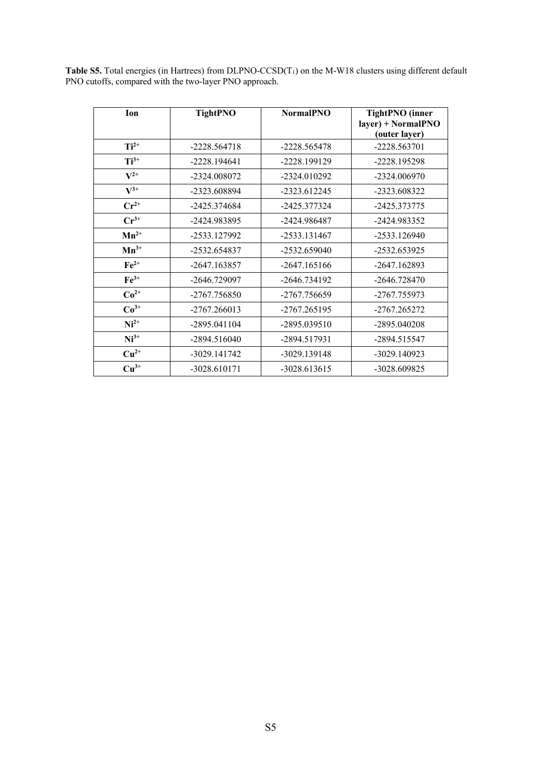**Table S5.** Total energies (in Hartrees) from DLPNO-CCSD($T_1$) on the M-W18 clusters using different default PNO cutoffs, compared with the two-layer PNO approach.

| Ion | TightPNO | NormalPNO | TightPNO (inner layer) + NormalPNO (outer layer) |
|---|---|---|---|
| $Ti^{2+}$ | -2228.564718 | -2228.565478 | -2228.563701 |
| $Ti^{3+}$ | -2228.194641 | -2228.199129 | -2228.195298 |
| $V^{2+}$ | -2324.008072 | -2324.010292 | -2324.006970 |
| $V^{3+}$ | -2323.608894 | -2323.612245 | -2323.608322 |
| $Cr^{2+}$ | -2425.374684 | -2425.377324 | -2425.373775 |
| $Cr^{3+}$ | -2424.983895 | -2424.986487 | -2424.983352 |
| $Mn^{2+}$ | -2533.127992 | -2533.131467 | -2533.126940 |
| $Mn^{3+}$ | -2532.654837 | -2532.659040 | -2532.653925 |
| $Fe^{2+}$ | -2647.163857 | -2647.165166 | -2647.162893 |
| $Fe^{3+}$ | -2646.729097 | -2646.734192 | -2646.728470 |
| $Co^{2+}$ | -2767.756850 | -2767.756659 | -2767.755973 |
| $Co^{3+}$ | -2767.266013 | -2767.265195 | -2767.265272 |
| $Ni^{2+}$ | -2895.041104 | -2895.039510 | -2895.040208 |
| $Ni^{3+}$ | -2894.516040 | -2894.517931 | -2894.515547 |
| $Cu^{2+}$ | -3029.141742 | -3029.139148 | -3029.140923 |
| $Cu^{3+}$ | -3028.610171 | -3028.613615 | -3028.609825 |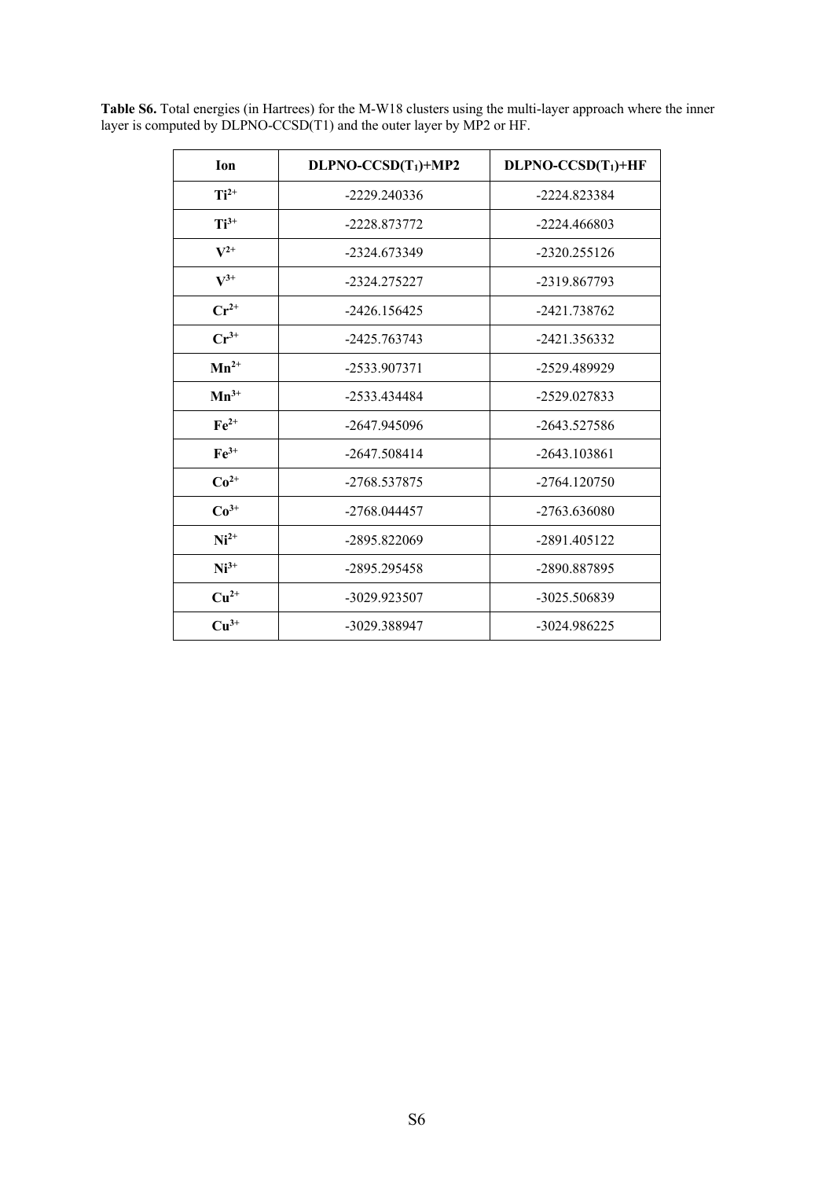**Table S6.** Total energies (in Hartrees) for the M-W18 clusters using the multi-layer approach where the inner layer is computed by DLPNO-CCSD(T1) and the outer layer by MP2 or HF.

| Ion | DLPNO-CCSD($T_1$)+MP2 | DLPNO-CCSD($T_1$)+HF |
|---|---|---|
| $Ti^{2+}$ | -2229.240336 | -2224.823384 |
| $Ti^{3+}$ | -2228.873772 | -2224.466803 |
| $V^{2+}$ | -2324.673349 | -2320.255126 |
| $V^{3+}$ | -2324.275227 | -2319.867793 |
| $Cr^{2+}$ | -2426.156425 | -2421.738762 |
| $Cr^{3+}$ | -2425.763743 | -2421.356332 |
| $Mn^{2+}$ | -2533.907371 | -2529.489929 |
| $Mn^{3+}$ | -2533.434484 | -2529.027833 |
| $Fe^{2+}$ | -2647.945096 | -2643.527586 |
| $Fe^{3+}$ | -2647.508414 | -2643.103861 |
| $Co^{2+}$ | -2768.537875 | -2764.120750 |
| $Co^{3+}$ | -2768.044457 | -2763.636080 |
| $Ni^{2+}$ | -2895.822069 | -2891.405122 |
| $Ni^{3+}$ | -2895.295458 | -2890.887895 |
| $Cu^{2+}$ | -3029.923507 | -3025.506839 |
| $Cu^{3+}$ | -3029.388947 | -3024.986225 |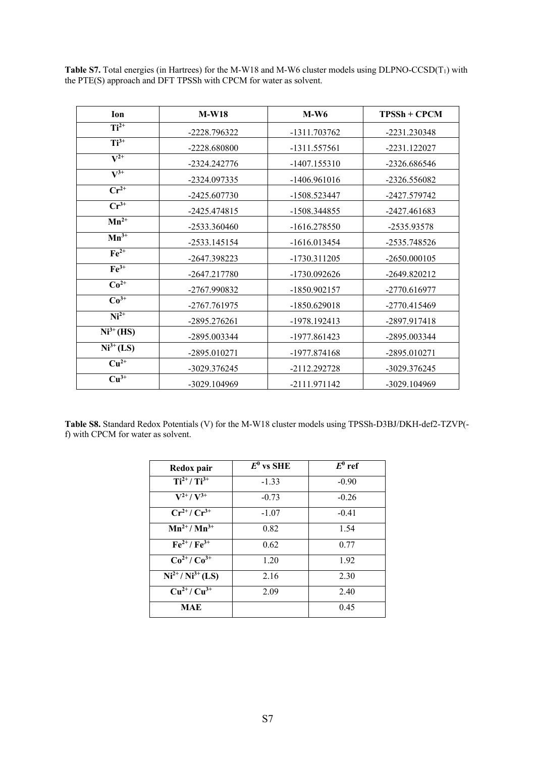**Table S7.** Total energies (in Hartrees) for the M-W18 and M-W6 cluster models using DLPNO-CCSD($T_1$) with the PTE(S) approach and DFT TPSSh with CPCM for water as solvent.

| Ion | M-W18 | M-W6 | TPSSh + CPCM |
|---|---|---|---|
| $Ti^{2+}$ | -2228.796322 | -1311.703762 | -2231.230348 |
| $Ti^{3+}$ | -2228.680800 | -1311.557561 | -2231.122027 |
| $V^{2+}$ | -2324.242776 | -1407.155310 | -2326.686546 |
| $V^{3+}$ | -2324.097335 | -1406.961016 | -2326.556082 |
| $Cr^{2+}$ | -2425.607730 | -1508.523447 | -2427.579742 |
| $Cr^{3+}$ | -2425.474815 | -1508.344855 | -2427.461683 |
| $Mn^{2+}$ | -2533.360460 | -1616.278550 | -2535.93578 |
| $Mn^{3+}$ | -2533.145154 | -1616.013454 | -2535.748526 |
| $Fe^{2+}$ | -2647.398223 | -1730.311205 | -2650.000105 |
| $Fe^{3+}$ | -2647.217780 | -1730.092626 | -2649.820212 |
| $Co^{2+}$ | -2767.990832 | -1850.902157 | -2770.616977 |
| $Co^{3+}$ | -2767.761975 | -1850.629018 | -2770.415469 |
| $Ni^{2+}$ | -2895.276261 | -1978.192413 | -2897.917418 |
| $Ni^{3+}$ (HS) | -2895.003344 | -1977.861423 | -2895.003344 |
| $Ni^{3+}$ (LS) | -2895.010271 | -1977.874168 | -2895.010271 |
| $Cu^{2+}$ | -3029.376245 | -2112.292728 | -3029.376245 |
| $Cu^{3+}$ | -3029.104969 | -2111.971142 | -3029.104969 |

**Table S8.** Standard Redox Potentials (V) for the M-W18 cluster models using TPSSh-D3BJ/DKH-def2-TZVP(-f) with CPCM for water as solvent.

| Redox pair | $E^0$ vs SHE | $E^0$ ref |
|---|---|---|
| $Ti^{2+}$ / $Ti^{3+}$ | -1.33 | -0.90 |
| $V^{2+}$ / $V^{3+}$ | -0.73 | -0.26 |
| $Cr^{2+}$ / $Cr^{3+}$ | -1.07 | -0.41 |
| $Mn^{2+}$ / $Mn^{3+}$ | 0.82 | 1.54 |
| $Fe^{2+}$ / $Fe^{3+}$ | 0.62 | 0.77 |
| $Co^{2+}$ / $Co^{3+}$ | 1.20 | 1.92 |
| $Ni^{2+}$ / $Ni^{3+}$ (LS) | 2.16 | 2.30 |
| $Cu^{2+}$ / $Cu^{3+}$ | 2.09 | 2.40 |
| **MAE** | | 0.45 |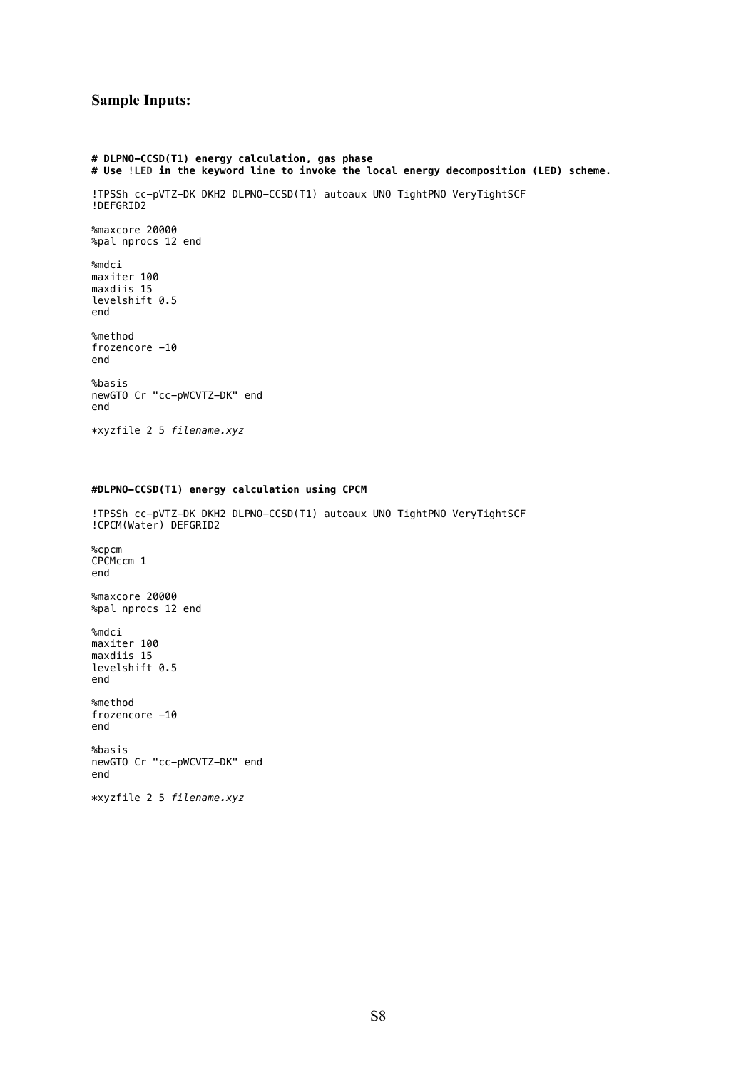### Sample Inputs:

```
# DLPNO-CCSD(T1) energy calculation, gas phase
# Use !LED in the keyword line to invoke the local energy decomposition (LED) scheme.

!TPSSh cc-pVTZ-DK DKH2 DLPNO-CCSD(T1) autoaux UNO TightPNO VeryTightSCF
!DEFGRID2

%maxcore 20000
%pal nprocs 12 end

%mdci
maxiter 100
maxdiis 15
levelshift 0.5
end

%method
frozencore -10
end

%basis
newGTO Cr "cc-pWCVTZ-DK" end
end

*xyzfile 2 5 filename.xyz
```

```
#DLPNO-CCSD(T1) energy calculation using CPCM

!TPSSh cc-pVTZ-DK DKH2 DLPNO-CCSD(T1) autoaux UNO TightPNO VeryTightSCF
!CPCM(Water) DEFGRID2

%cpcm
CPCMccm 1
end

%maxcore 20000
%pal nprocs 12 end

%mdci
maxiter 100
maxdiis 15
levelshift 0.5
end

%method
frozencore -10
end

%basis
newGTO Cr "cc-pWCVTZ-DK" end
end

*xyzfile 2 5 filename.xyz
```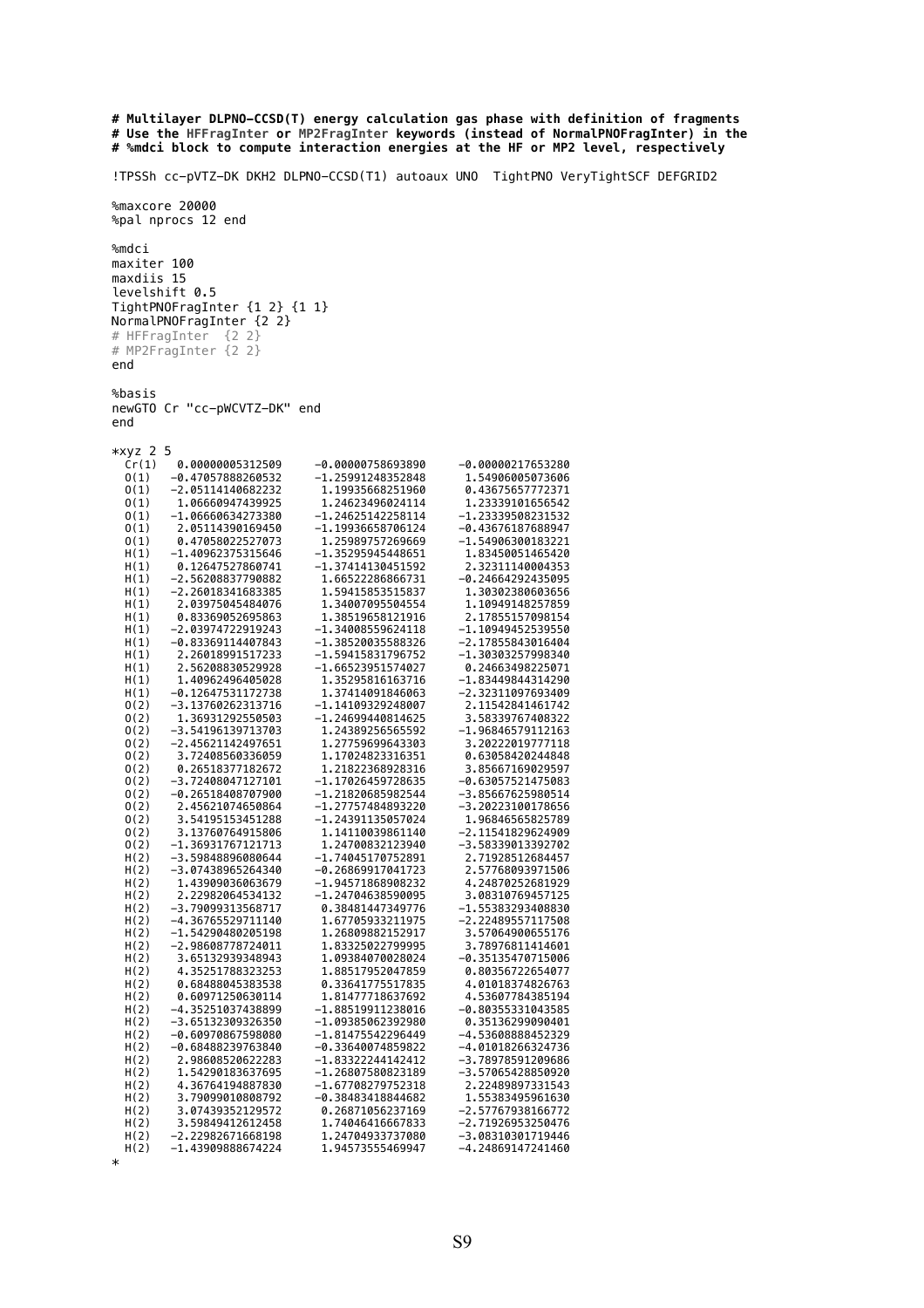```
# Multilayer DLPNO-CCSD(T) energy calculation gas phase with definition of fragments
# Use the HFFragInter or MP2FragInter keywords (instead of NormalPNOFragInter) in the
# %mdci block to compute interaction energies at the HF or MP2 level, respectively

!TPSSh cc-pVTZ-DK DKH2 DLPNO-CCSD(T1) autoaux UNO  TightPNO VeryTightSCF DEFGRID2

%maxcore 20000
%pal nprocs 12 end

%mdci
maxiter 100
maxdiis 15
levelshift 0.5
TightPNOFragInter {1 2} {1 1}
NormalPNOFragInter {2 2}
# HFFragInter  {2 2}
# MP2FragInter {2 2}
end

%basis
newGTO Cr "cc-pWCVTZ-DK" end
end

*xyz 2 5
  Cr(1)   0.00000005312509    -0.00000758693890    -0.00000217653280
  O(1)   -0.47057888260532    -1.25991248352848     1.54906005073606
  O(1)   -2.05114140682232     1.19935668251960     0.43675657772371
  O(1)    1.06660947439925     1.24623496024114     1.23339101656542
  O(1)   -1.06660634273380    -1.24625142258114    -1.23339508231532
  O(1)    2.05114390169450    -1.19936658706124    -0.43676187688947
  O(1)    0.47058022527073     1.25989757269669    -1.54906300183221
  H(1)   -1.40962375315646    -1.35295945448651     1.83450051465420
  H(1)    0.12647527860741    -1.37414130451592     2.32311140004353
  H(1)   -2.56208837790882     1.66522286866731    -0.24664292435095
  H(1)   -2.26018341683385     1.59415853515837     1.30302380603656
  H(1)    2.03975045484076     1.34007095504554     1.10949148257859
  H(1)    0.83369052695863     1.38519658121916     2.17855157098154
  H(1)   -2.03974722919243    -1.34008559624118    -1.10949452539550
  H(1)   -0.83369114407843    -1.38520035588326    -2.17855843016404
  H(1)    2.26018991517233    -1.59415831796752    -1.30303257998340
  H(1)    2.56208830529928    -1.66523951574027     0.24663498225071
  H(1)    1.40962496405028     1.35295816163716    -1.83449844314290
  H(1)   -0.12647531172738     1.37414091846063    -2.32311097693409
  O(2)   -3.13760262313716    -1.14109329248007     2.11542841461742
  O(2)    1.36931292550503    -1.24699440814625     3.58339767408322
  O(2)   -3.54196139713703     1.24389256565592    -1.96846579112163
  O(2)   -2.45621142497651     1.27759699643303     3.20222019777118
  O(2)    3.72408560336059     1.17024823316351     0.63058420244848
  O(2)    0.26518377182672     1.21822368928316     3.85667169029597
  O(2)   -3.72408047127101    -1.17026459728635    -0.63057521475083
  O(2)   -0.26518408707900    -1.21820685982544    -3.85667625980514
  O(2)    2.45621074650864    -1.27757484893220    -3.20223100178656
  O(2)    3.54195153451288    -1.24391135057024     1.96846565825789
  O(2)    3.13760764915806     1.14110039861140    -2.11541829624909
  O(2)   -1.36931767121713     1.24700832123940    -3.58339013392702
  H(2)   -3.59848896080644    -1.74045170752891     2.71928512684457
  H(2)   -3.07438965264340    -0.26869917041723     2.57768093971506
  H(2)    1.43909036063679    -1.94571868908232     4.24870252681929
  H(2)    2.22982064534132    -1.24704638590095     3.08310769457125
  H(2)   -3.79099313568717     0.38481447349776    -1.55383293408830
  H(2)   -4.36765529711140     1.67705933211975    -2.22489557117508
  H(2)   -1.54290480205198     1.26809882152917     3.57064900655176
  H(2)   -2.98608778724011     1.83325022799995     3.78976811414601
  H(2)    3.65132939348943     1.09384070028024    -0.35135470715006
  H(2)    4.35251788323253     1.88517952047859     0.80356722654077
  H(2)    0.68488045383538     0.33641775517835     4.01018374826763
  H(2)    0.60971250630114     1.81477718637692     4.53607784385194
  H(2)   -4.35251037438899    -1.88519911238016    -0.80355331043585
  H(2)   -3.65132309326350    -1.09385062392980     0.35136299090401
  H(2)   -0.60970867598080    -1.81475542296449    -4.53608888452329
  H(2)   -0.68488239763840    -0.33640074859822    -4.01018266324736
  H(2)    2.98608520622283    -1.83322244142412    -3.78978591209686
  H(2)    1.54290183637695    -1.26807580823189    -3.57065428850920
  H(2)    4.36764194887830    -1.67708279752318     2.22489897331543
  H(2)    3.79099010808792    -0.38483418844682     1.55383495961630
  H(2)    3.07439352129572     0.26871056237169    -2.57767938166772
  H(2)    3.59849412612458     1.74046416667833    -2.71926953250476
  H(2)   -2.22982671668198     1.24704933737080    -3.08310301719446
  H(2)   -1.43909888674224     1.94573555469947    -4.24869147241460
*
```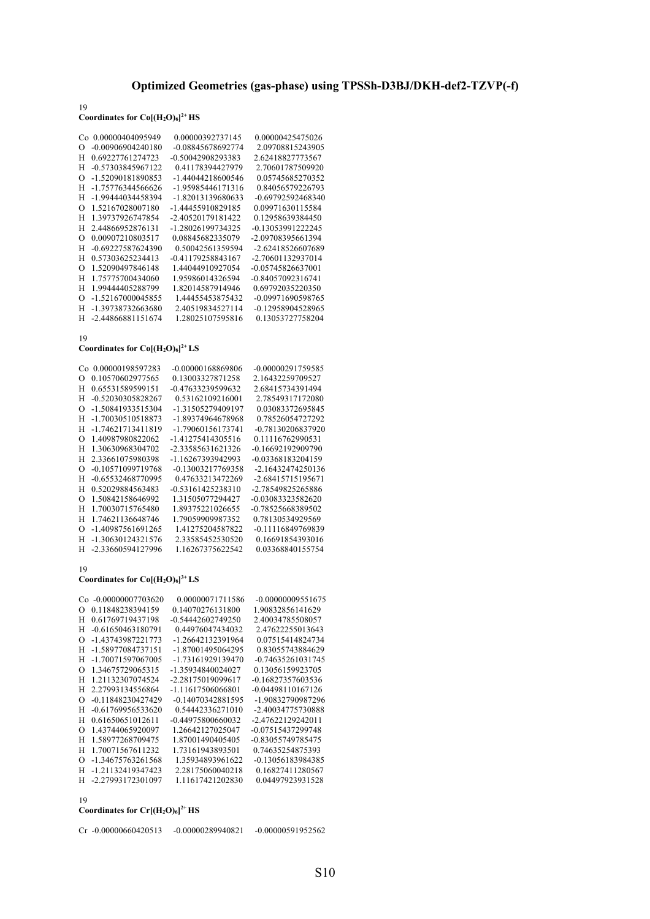## Optimized Geometries (gas-phase) using TPSSh-D3BJ/DKH-def2-TZVP(-f)

19
**Coordinates for $Co[(H_2O)_6]^{2+}$ HS**

```
Co  0.00000404095949    0.00000392737145    0.00000425475026
O  -0.00906904240180   -0.08845678692774    2.09708815243905
H   0.69227761274723   -0.50042908293383    2.62418827773567
H  -0.57303845967122    0.41178394427979    2.70601787509920
O  -1.52090181890853   -1.44044218600546    0.05745685270352
H  -1.75776344566626   -1.95985446171316    0.84056579226793
H  -1.99444034458394   -1.82013139680633   -0.69792592468340
O   1.52167028007180   -1.44455910829185    0.09971630115584
H   1.39737926747854   -2.40520179181422    0.12958639384450
H   2.44866952876131   -1.28026199734325   -0.13053991222245
O   0.00907210803517    0.08845682335079   -2.09708395661394
H  -0.69227587624390    0.50042561359594   -2.62418526607689
H   0.57303625234413   -0.41179258843167   -2.70601132937014
O   1.52090497846148    1.44044910927054   -0.05745826637001
H   1.75775700434060    1.95986014326594   -0.84057092316741
H   1.99444405288799    1.82014587914946    0.69792035220350
O  -1.52167000045855    1.44455453875432   -0.09971690598765
H  -1.39738732663680    2.40519834527114   -0.12958904528965
H  -2.44866881151674    1.28025107595816    0.13053727758204
```

19
**Coordinates for $Co[(H_2O)_6]^{2+}$ LS**

```
Co  0.00000198597283   -0.00000168869806   -0.00000291759585
O   0.10570602977565    0.13003327871258    2.16432259709527
H   0.65531589599151   -0.47633239599632    2.68415734391494
H  -0.52030305828267    0.53162109216001    2.78549317172080
O  -1.50841933515304   -1.31505279409197    0.03083372695845
H  -1.70030510518873   -1.89374964678968    0.78526054727292
H  -1.74621713411819   -1.79060156173741   -0.78130206837920
O   1.40987980822062   -1.41275414305516    0.11116762990531
H   1.30630968304702   -2.33585631621326   -0.16692192909790
H   2.33661075980398   -1.16267393942993   -0.03368183204159
O  -0.10571099719768   -0.13003217769358   -2.16432474250136
H  -0.65532468770995    0.47633213472269   -2.68415715195671
H   0.52029884563483   -0.53161425238310   -2.78549825265886
O   1.50842158646992    1.31505077294427   -0.03083323582620
H   1.70030715765480    1.89375221026655   -0.78525668389502
H   1.74621136648746    1.79059909987352    0.78130534929569
O  -1.40987561691265    1.41275204587822   -0.11116849769839
H  -1.30630124321576    2.33585452530520    0.16691854393016
H  -2.33660594127996    1.16267375622542    0.03368840155754
```

19
**Coordinates for $Co[(H_2O)_6]^{3+}$ LS**

```
Co -0.00000007703620    0.00000071711586   -0.00000009551675
O   0.11848238394159    0.14070276131800    1.90832856141629
H   0.61769719437198   -0.54442602749250    2.40034785508057
H  -0.61650463180791    0.44976047434032    2.47622255013643
O  -1.43743987221773   -1.26642132391964    0.07515414824734
H  -1.58977084737151   -1.87001495064295    0.83055743884629
H  -1.70071597067005   -1.73161929139470   -0.74635261031745
O   1.34675729065315   -1.35934840024027    0.13056159923705
H   1.21132307074524   -2.28175019099617   -0.16827357603536
H   2.27993134556864   -1.11617506066801   -0.04498110167126
O  -0.11848230427429   -0.14070342881595   -1.90832790987296
H  -0.61769956533620    0.54442336271010   -2.40034775730888
H   0.61650651012611   -0.44975800660032   -2.47622129242011
O   1.43744065920097    1.26642127025047   -0.07515437299748
H   1.58977268709475    1.87001490405405   -0.83055749785475
H   1.70071567611232    1.73161943893501    0.74635254875393
O  -1.34675763261568    1.35934893961622   -0.13056183984385
H  -1.21132419347423    2.28175060040218    0.16827411280567
H  -2.27993172301097    1.11617421202830    0.04497923931528
```

19
**Coordinates for $Cr[(H_2O)_6]^{2+}$ HS**

```
Cr -0.00000660420513   -0.00000289940821   -0.00000591952562
```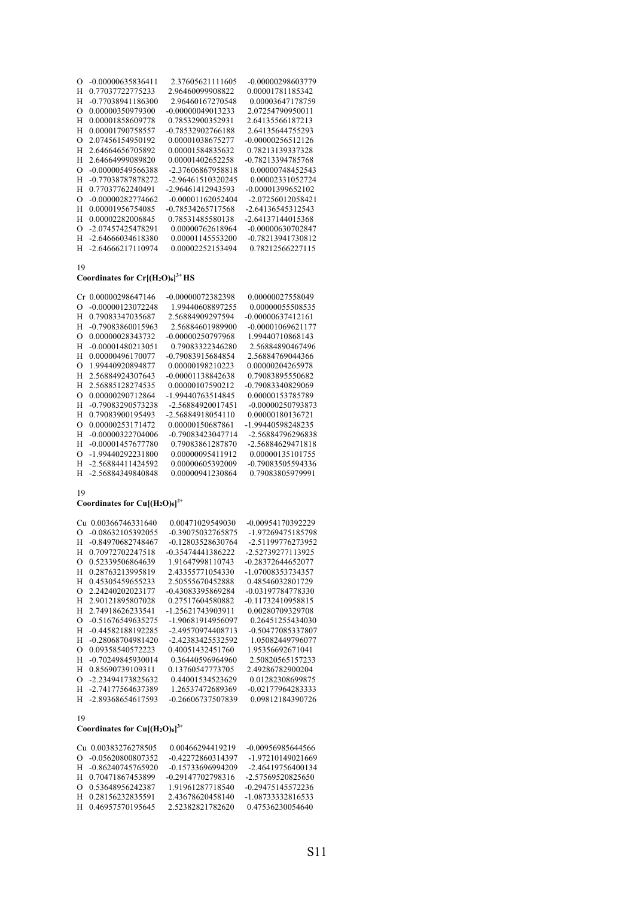| | | | |
|---|---|---|---|
| O | -0.00000635836411 | 2.37605621111605 | -0.00000298603779 |
| H | 0.77037722775233 | 2.96460099908822 | 0.00001781185342 |
| H | -0.77038941186300 | 2.96460167270548 | 0.00003647178759 |
| O | 0.00000350979300 | -0.00000049013233 | 2.07254790950011 |
| H | 0.00001858609778 | 0.78532900352931 | 2.64135566187213 |
| H | 0.00001790758557 | -0.78532902766188 | 2.64135644755293 |
| O | 2.07456154950192 | 0.00001038675277 | -0.00000256512126 |
| H | 2.64664656705892 | 0.00001584835632 | 0.78213139337328 |
| H | 2.64664999089820 | 0.00001402652258 | -0.78213394785768 |
| O | -0.00000549566388 | -2.37606867958818 | 0.00000748452543 |
| H | -0.77038787878272 | -2.96461510320245 | 0.00002331052724 |
| H | 0.77037762240491 | -2.96461412943593 | -0.00001399652102 |
| O | -0.00000282774662 | -0.00001162052404 | -2.07256012058421 |
| H | 0.00001956754085 | -0.78534265717568 | -2.64136545312543 |
| H | 0.00002282006845 | 0.78531485580138 | -2.64137144015368 |
| O | -2.07457425478291 | 0.00000762618964 | -0.00000630702847 |
| H | -2.64666034618380 | 0.00001145553200 | -0.78213941730812 |
| H | -2.64666217110974 | 0.00002252153494 | 0.78212566227115 |

19

**Coordinates for $Cr[(H_2O)_6]^{3+}$ HS**

| | | | |
|---|---|---|---|
| Cr | 0.00000298647146 | -0.00000072382398 | 0.00000027558049 |
| O | -0.00000123072248 | 1.99440608897255 | 0.00000055508535 |
| H | 0.79083347035687 | 2.56884909297594 | -0.00000637412161 |
| H | -0.79083860015963 | 2.56884601989900 | -0.00001069621177 |
| O | 0.00000028343732 | -0.00000250797968 | 1.99440710868143 |
| H | -0.00001480213051 | 0.79083322346280 | 2.56884890467496 |
| H | 0.00000496170077 | -0.79083915684854 | 2.56884769044366 |
| O | 1.99440920894877 | 0.00000198210223 | 0.00000204265978 |
| H | 2.56884924307643 | -0.00001138842638 | 0.79083895550682 |
| H | 2.56885128274535 | 0.00000107590212 | -0.79083340829069 |
| O | 0.00000290712864 | -1.99440763514845 | 0.00000153785789 |
| H | -0.79083290573238 | -2.56884920017451 | -0.00000250793873 |
| H | 0.79083900195493 | -2.56884918054110 | 0.00000180136721 |
| O | 0.00000253171472 | 0.00000150687861 | -1.99440598248235 |
| H | -0.00000322704006 | -0.79083423047714 | -2.56884796296838 |
| H | -0.00001457677780 | 0.79083861287870 | -2.56884629471818 |
| O | -1.99440292231800 | 0.00000095411912 | 0.00000135101755 |
| H | -2.56884411424592 | 0.00000605392009 | -0.79083505594336 |
| H | -2.56884349840848 | 0.00000941230864 | 0.79083805979991 |

19

**Coordinates for $Cu[(H_2O)_6]^{2+}$**

| | | | |
|---|---|---|---|
| Cu | 0.00366746331640 | 0.00471029549030 | -0.00954170392229 |
| O | -0.08632105392055 | -0.39075032765875 | -1.97269475185798 |
| H | -0.84970682748467 | -0.12803528630764 | -2.51199776273952 |
| H | 0.70972702247518 | -0.35474441386222 | -2.52739277113925 |
| O | 0.52339506864639 | 1.91647998110743 | -0.28372644652077 |
| H | 0.28763213995819 | 2.43355771054330 | -1.07008353734357 |
| H | 0.45305459655233 | 2.50555670452888 | 0.48546032801729 |
| O | 2.24240202023177 | -0.43083395869284 | -0.03197784778330 |
| H | 2.90121895807028 | 0.27517604580882 | -0.11732410958815 |
| H | 2.74918626233541 | -1.25621743903911 | 0.00280709329708 |
| O | -0.51676549635275 | -1.90681914956097 | 0.26451255434030 |
| H | -0.44582188192285 | -2.49570974408713 | -0.50477085337807 |
| H | -0.28068704981420 | -2.42383425532592 | 1.05082449796077 |
| O | 0.09358540572223 | 0.40051432451760 | 1.95356692671041 |
| H | -0.70249845930014 | 0.36440596964960 | 2.50820565157233 |
| H | 0.85690739109311 | 0.13760547773705 | 2.49286782900204 |
| O | -2.23494173825632 | 0.44001534523629 | 0.01282308699875 |
| H | -2.74177564637389 | 1.26537472689369 | -0.02177964283333 |
| H | -2.89368654617593 | -0.26606737507839 | 0.09812184390726 |

19

**Coordinates for $Cu[(H_2O)_6]^{3+}$**

| | | | |
|---|---|---|---|
| Cu | 0.00383276278505 | 0.00466294419219 | -0.00956985644566 |
| O | -0.05620800807352 | -0.42272860314397 | -1.97210149021669 |
| H | -0.86240745765920 | -0.15733696994209 | -2.46419756400134 |
| H | 0.70471867453899 | -0.29147702798316 | -2.57569520825650 |
| O | 0.53648956242387 | 1.91961287718540 | -0.29475145572236 |
| H | 0.28156232835591 | 2.43678620458140 | -1.08733332816533 |
| H | 0.46957570195645 | 2.52382821782620 | 0.47536230054640 |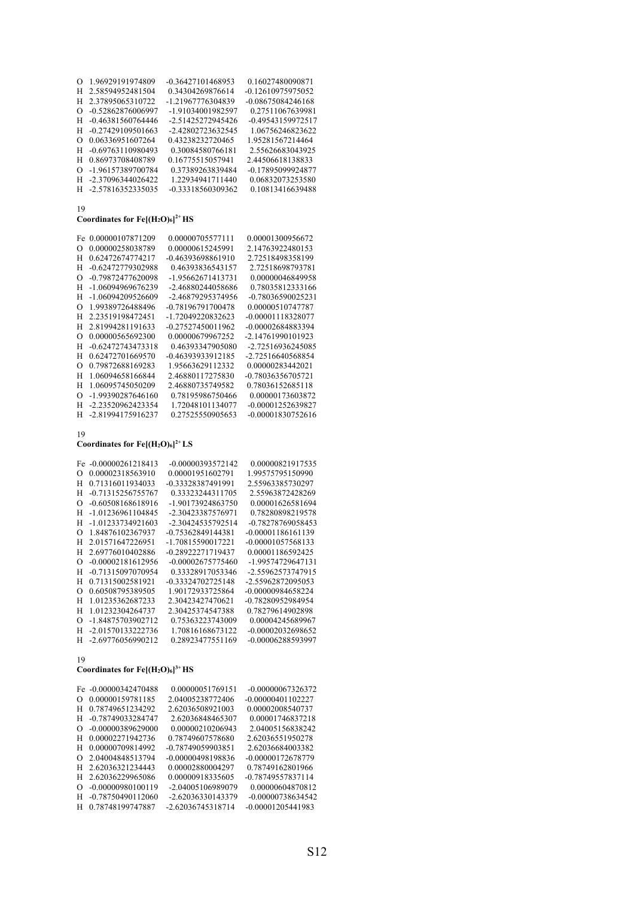```
O 1.96929191974809 -0.36427101468953 0.16027480090871
H 2.58594952481504 0.34304269876614 -0.12610975975052
H 2.37895065310722 -1.21967776304839 -0.08675084246168
O -0.52862876006997 -1.91034001982597 0.27511067639981
H -0.46381560764446 -2.51425272945426 -0.49543159972517
H -0.27429109501663 -2.42802723632545 1.06756246823622
O 0.06336951607264 0.43238232720465 1.95281567214464
H -0.69763110980493 0.30084580766181 2.55626683043925
H 0.86973708408789 0.16775515057941 2.44506618138833
O -1.96157389700784 0.37389263839484 -0.17895099924877
H -2.37096344026422 1.22934941711440 0.06832073253580
H -2.57816352335035 -0.33318560309362 0.10813416639488
```

19

**Coordinates for $Fe[(H_2O)_6]^{2+}$ HS**

```
Fe 0.00000107871209 0.00000705577111 0.00001300956672
O 0.00000258038789 0.00000615245991 2.14763922480153
H 0.62472674774217 -0.46393698861910 2.72518498358199
H -0.62472779302988 0.46393836543157 2.72518698793781
O -0.79872477620098 -1.95662671413731 0.00000046849958
H -1.06094969676239 -2.46880244058686 0.78035812333166
H -1.06094209526609 -2.46879295374956 -0.78036590025231
O 1.99389726488496 -0.78196791700478 0.00000510747787
H 2.23519198472451 -1.72049220832623 -0.00001118328077
H 2.81994281191633 -0.27527450011962 -0.00002684883394
O 0.00000565692300 0.00000679967252 -2.14761990101923
H -0.62472743473318 0.46393347905080 -2.72516936245085
H 0.62472701669570 -0.46393933912185 -2.72516640568854
O 0.79872688169283 1.95663629112332 0.00000283442021
H 1.06094658166844 2.46880117275830 -0.78036356705721
H 1.06095745050209 2.46880735749582 0.78036152685118
O -1.99390287646160 0.78195986750466 0.00000173603872
H -2.23520962423354 1.72048101134077 -0.00001252639827
H -2.81994175916237 0.27525550905653 -0.00001830752616
```

19

**Coordinates for $Fe[(H_2O)_6]^{2+}$ LS**

```
Fe -0.00000261218413 -0.00000393572142 0.00000821917535
O 0.00002318563910 0.00001951602791 1.99575795150990
H 0.71316011934033 -0.33328387491991 2.55963385730297
H -0.71315256755767 0.33323244311705 2.55963872428269
O -0.60508168618916 -1.90173924863750 0.00001626581694
H -1.01236961104845 -2.30423387576971 0.78280898219578
H -1.01233734921603 -2.30424535792514 -0.78278769058453
O 1.84876102367937 -0.75362849144381 -0.00001186161139
H 2.01571647226951 -1.70815590017221 -0.00001057568133
H 2.69776010402886 -0.28922271719437 0.00001186592425
O -0.00002181612956 -0.00002675775460 -1.99574729647131
H -0.71315097070954 0.33328917053346 -2.55962573747915
H 0.71315002581921 -0.33324702725148 -2.55962872095053
O 0.60508795389505 1.90172933725864 -0.00000984658224
H 1.01235362687233 2.30423427470621 -0.78280952984954
H 1.01232304264737 2.30425374547388 0.78279614902898
O -1.84875703902712 0.75363223743009 0.00004245689967
H -2.01570133222736 1.70816168673122 -0.00002032698652
H -2.69776056990212 0.28923477551169 -0.00006288593997
```

19

**Coordinates for $Fe[(H_2O)_6]^{3+}$ HS**

```
Fe -0.00000342470488 0.00000051769151 -0.00000067326372
O 0.00000159781185 2.04005238772406 -0.00000401102227
H 0.78749651234292 2.62036508921003 0.00002008540737
H -0.78749033284747 2.62036848465307 0.00001746837218
O -0.00000389629000 0.00000210206943 2.04005156838242
H 0.00002271942736 0.78749607578680 2.62036551950278
H 0.00000709814992 -0.78749059903851 2.62036684003382
O 2.04004848513794 -0.00000498198836 -0.00000172678779
H 2.62036321234443 0.00002880004297 0.78749162801966
H 2.62036229965086 0.00000918335605 -0.78749557837114
O -0.00000980100119 -2.04005106989079 0.00000604870812
H -0.78750490112060 -2.62036330143379 -0.00000738634542
H 0.78748199747887 -2.62036745318714 -0.00001205441983
```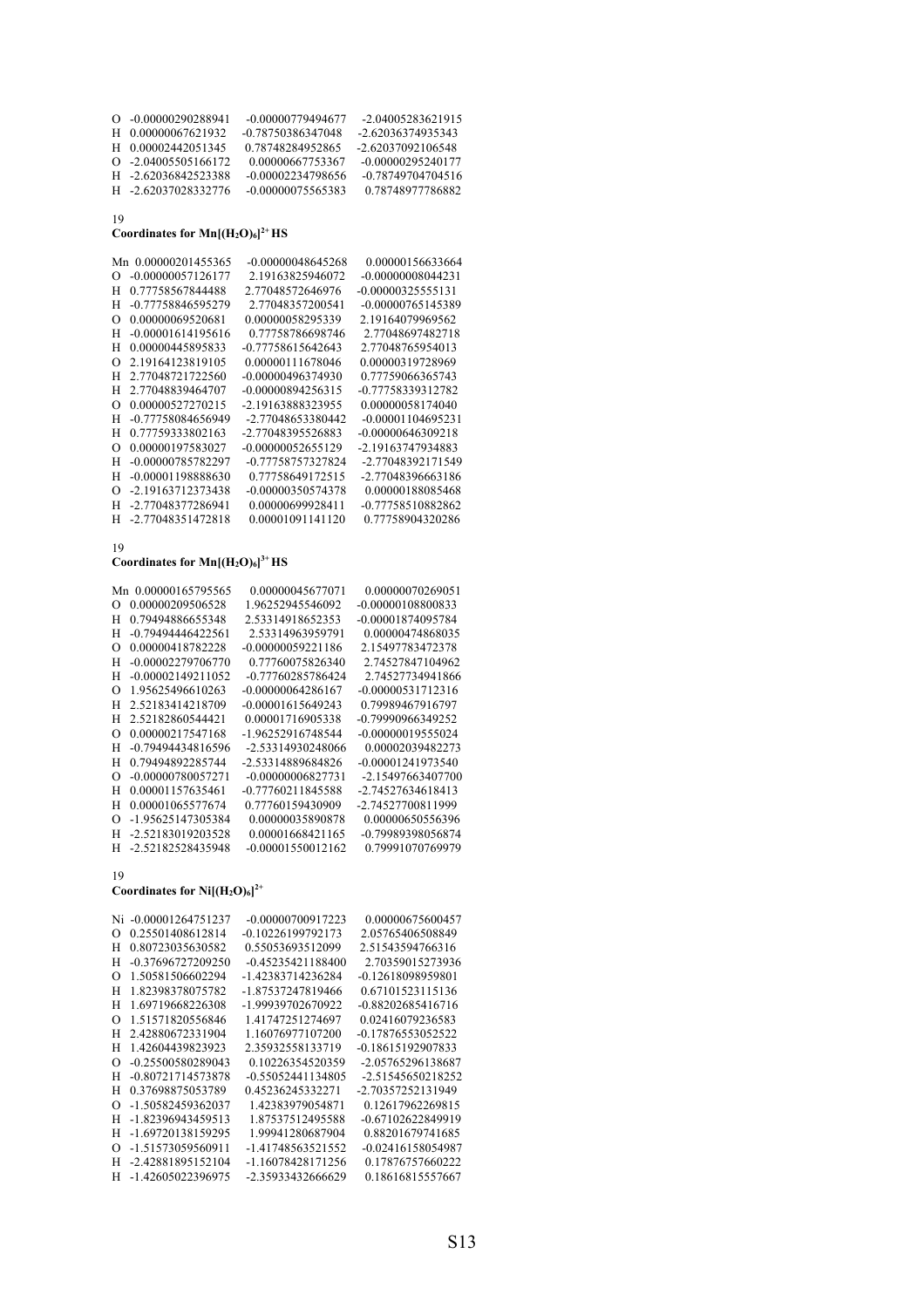```
O  -0.00000290288941   -0.00000779494677   -2.04005283621915
H   0.00000067621932   -0.78750386347048   -2.62036374935343
H   0.00002442051345    0.78748284952865   -2.62037092106548
O  -2.04005505166172    0.00000667753367   -0.00000295240177
H  -2.62036842523388   -0.00002234798656   -0.78749704704516
H  -2.62037028332776   -0.00000075565383    0.78748977786882
```

19

**Coordinates for $Mn[(H_2O)_6]^{2+}$ HS**

```
Mn  0.00000201455365   -0.00000048645268    0.00000156633664
O  -0.00000057126177    2.19163825946072   -0.00000008044231
H   0.77758567844488    2.77048572646976   -0.00000325555131
H  -0.77758846595279    2.77048357200541   -0.00000765145389
O   0.00000069520681    0.00000058295339    2.19164079969562
H  -0.00001614195616    0.77758786698746    2.77048697482718
H   0.00000445895833   -0.77758615642643    2.77048765954013
O   2.19164123819105    0.00000111678046    0.00000319728969
H   2.77048721722560   -0.00000496374930    0.77759066365743
H   2.77048839464707   -0.00000894256315   -0.77758339312782
O   0.00000527270215   -2.19163888323955    0.00000058174040
H  -0.77758084656949   -2.77048653380442   -0.00001104695231
H   0.77759333802163   -2.77048395526883   -0.00000646309218
O   0.00000197583027   -0.00000052655129   -2.19163747934883
H  -0.00000785782297   -0.77758757327824   -2.77048392171549
H  -0.00001198888630    0.77758649172515   -2.77048396663186
O  -2.19163712373438   -0.00000350574378    0.00000188085468
H  -2.77048377286941    0.00000699928411   -0.77758510882862
H  -2.77048351472818    0.00001091141120    0.77758904320286
```

19

**Coordinates for $Mn[(H_2O)_6]^{3+}$ HS**

```
Mn  0.00000165795565    0.00000045677071    0.00000070269051
O   0.00000209506528    1.96252945546092   -0.00000108800833
H   0.79494886655348    2.53314918652353   -0.00001874095784
H  -0.79494446422561    2.53314963959791    0.00000474868035
O   0.00000418782228   -0.00000059221186    2.15497783472378
H  -0.00002279706770    0.77760075826340    2.74527847104962
H  -0.00002149211052   -0.77760285786424    2.74527734941866
O   1.95625496610263   -0.00000064286167   -0.00000531712316
H   2.52183414218709   -0.00001615649243    0.79989467916797
H   2.52182860544421    0.00001716905338   -0.79990966349252
O   0.00000217547168   -1.96252916748544   -0.00000019555024
H  -0.79494434816596   -2.53314930248066    0.00002039482273
H   0.79494892285744   -2.53314889684826   -0.00001241973540
O  -0.00000780057271   -0.00000006827731   -2.15497663407700
H   0.00001157635461   -0.77760211845588   -2.74527634618413
H   0.00001065577674    0.77760159430909   -2.74527700811999
O  -1.95625147305384    0.00000035890878    0.00000650556396
H  -2.52183019203528    0.00001668421165   -0.79989398056874
H  -2.52182528435948   -0.00001550012162    0.79991070769979
```

19

**Coordinates for $Ni[(H_2O)_6]^{2+}$**

```
Ni -0.00001264751237   -0.00000700917223    0.00000675600457
O   0.25501408612814   -0.10226199792173    2.05765406508849
H   0.80723035630582    0.55053693512099    2.51543594766316
H  -0.37696727209250   -0.45235421188400    2.70359015273936
O   1.50581506602294   -1.42383714236284   -0.12618098959801
H   1.82398378075782   -1.87537247819466    0.67101523115136
H   1.69719668226308   -1.99939702670922   -0.88202685416716
O   1.51571820556846    1.41747251274697    0.02416079236583
H   2.42880672331904    1.16076977107200   -0.17876553052522
H   1.42604439823923    2.35932558133719   -0.18615192907833
O  -0.25500580289043    0.10226354520359   -2.05765296138687
H  -0.80721714573878   -0.55052441134805   -2.51545650218252
H   0.37698875053789    0.45236245332271   -2.70357252131949
O  -1.50582459362037    1.42383979054871    0.12617962269815
H  -1.82396943459513    1.87537512495588   -0.67102622849919
H  -1.69720138159295    1.99941280687904    0.88201679741685
O  -1.51573059560911   -1.41748563521552   -0.02416158054987
H  -2.42881895152104   -1.16078428171256    0.17876757660222
H  -1.42605022396975   -2.35933432666629    0.18616815557667
```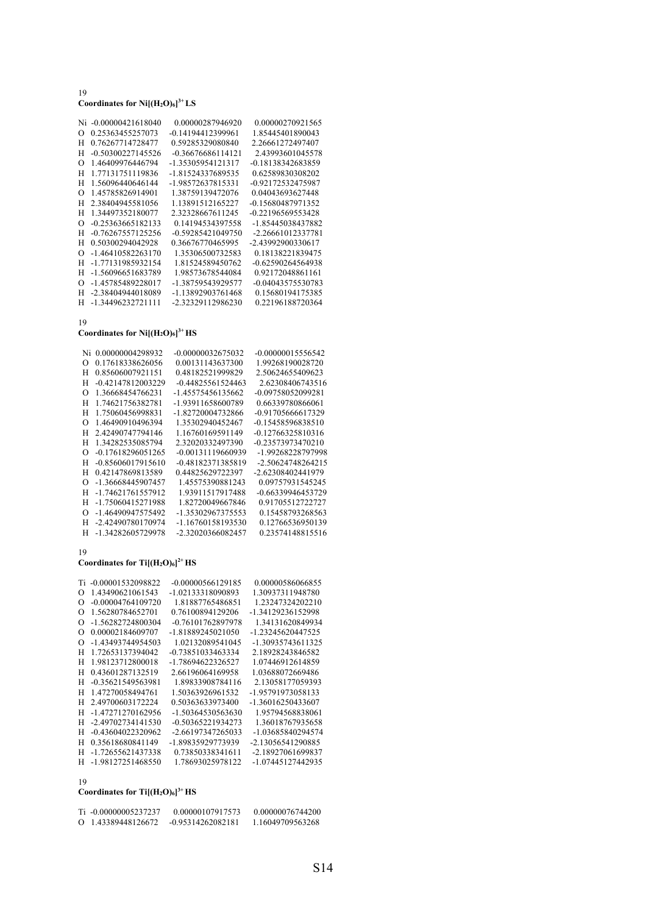19

**Coordinates for Ni[(H₂O)₆]$^{3+}$ LS**

```
Ni -0.00000421618040   0.00000287946920   0.00000270921565
O   0.25363455257073  -0.14194412399961   1.85445401890043
H   0.76267714728477   0.59285329080840   2.26661272497407
H  -0.50300227145526  -0.36676686114121   2.43993601045578
O   1.46409976446794  -1.35305954121317  -0.18138342683859
H   1.77131751119836  -1.81524337689535   0.62589830308202
H   1.56096440646144  -1.98572637815331  -0.92172532475987
O   1.45785826914901   1.38759139472076   0.04043693627448
H   2.38404945581056   1.13891512165227  -0.15680487971352
H   1.34497352180077   2.32328667611245  -0.22196569553428
O  -0.25363665182133   0.14194534397558  -1.85445038437882
H  -0.76267557125256  -0.59285421049750  -2.26661012337781
H   0.50300294042928   0.36676770465995  -2.43992900330617
O  -1.46410582263170   1.35306500732583   0.18138221839475
H  -1.77131985932154   1.81524589450762  -0.62590264564938
H  -1.56096651683789   1.98573678544084   0.92172048861161
O  -1.45785489228017  -1.38759543929577  -0.04043575530783
H  -2.38404944018089  -1.13892903761468   0.15680194175385
H  -1.34496232721111  -2.32329112986230   0.22196188720364
```

19

**Coordinates for Ni[(H₂O)₆]$^{3+}$ HS**

```
Ni  0.00000004298932  -0.00000032675032  -0.00000015556542
O   0.17618338626056   0.00131143637300   1.99268190028720
H   0.85606007921151   0.48182521999829   2.50624655409623
H  -0.42147812003229  -0.44825561524463   2.62308406743516
O   1.36668454766231  -1.45575456135662  -0.09758052099281
H   1.74621756382781  -1.93911658600789   0.66339780866061
H   1.75060456998831  -1.82720004732866  -0.91705666617329
O   1.46490910496394   1.35302940452467  -0.15458596838510
H   2.42490747794146   1.16760169591149  -0.12766325810316
H   1.34282535085794   2.32020332497390  -0.23573973470210
O  -0.17618296051265  -0.00131119660939  -1.99268228797998
H  -0.85606017915610  -0.48182371385819  -2.50624748264215
H   0.42147869813589   0.44825629722397  -2.62308402441979
O  -1.36668445907457   1.45575390881243   0.09757931545245
H  -1.74621761557912   1.93911517917488  -0.66339946453729
H  -1.75060415271988   1.82720049667846   0.91705512722727
O  -1.46490947575492  -1.35302967375553   0.15458793268563
H  -2.42490780170974  -1.16760158193530   0.12766536950139
H  -1.34282605729978  -2.32020366082457   0.23574148815516
```

19

**Coordinates for Ti[(H₂O)₆]$^{2+}$ HS**

```
Ti -0.00001532098822  -0.00000566129185   0.00000586066855
O   1.43490621061543  -1.02133318090893   1.30937311948780
O  -0.00004764109720   1.81887765486851   1.23247324202210
O   1.56280784652701   0.76100894129206  -1.34129236152998
O  -1.56282724800304  -0.76101762897978   1.34131620849934
O   0.00002184609707  -1.81889245021050  -1.23245620447525
O  -1.43493744954503   1.02132089541045  -1.30935743611325
H   1.72653137394042  -0.73851033463334   2.18928243846582
H   1.98123712800018  -1.78694622326527   1.07446912614859
H   0.43601287132519   2.66196064169958   1.03688072669486
H  -0.35621549563981   1.89833908784116   2.13058177059393
H   1.47270058494761   1.50363926961532  -1.95791973058133
H   2.49700603172224   0.50363633973400  -1.36016250433607
H  -1.47271270162956  -1.50364530563630   1.95794568838061
H  -2.49702734141530  -0.50365221934273   1.36018767935658
H  -0.43604022320962  -2.66197347265033  -1.03685840294574
H   0.35618680841149  -1.89835929773939  -2.13056541290885
H  -1.72655621437338   0.73850338341611  -2.18927061699837
H  -1.98127251468550   1.78693025978122  -1.07445127442935
```

19

**Coordinates for Ti[(H₂O)₆]$^{3+}$ HS**

```
Ti -0.00000005237237   0.00000107917573   0.00000076744200
O   1.43389448126672  -0.95314262082181   1.16049709563268
```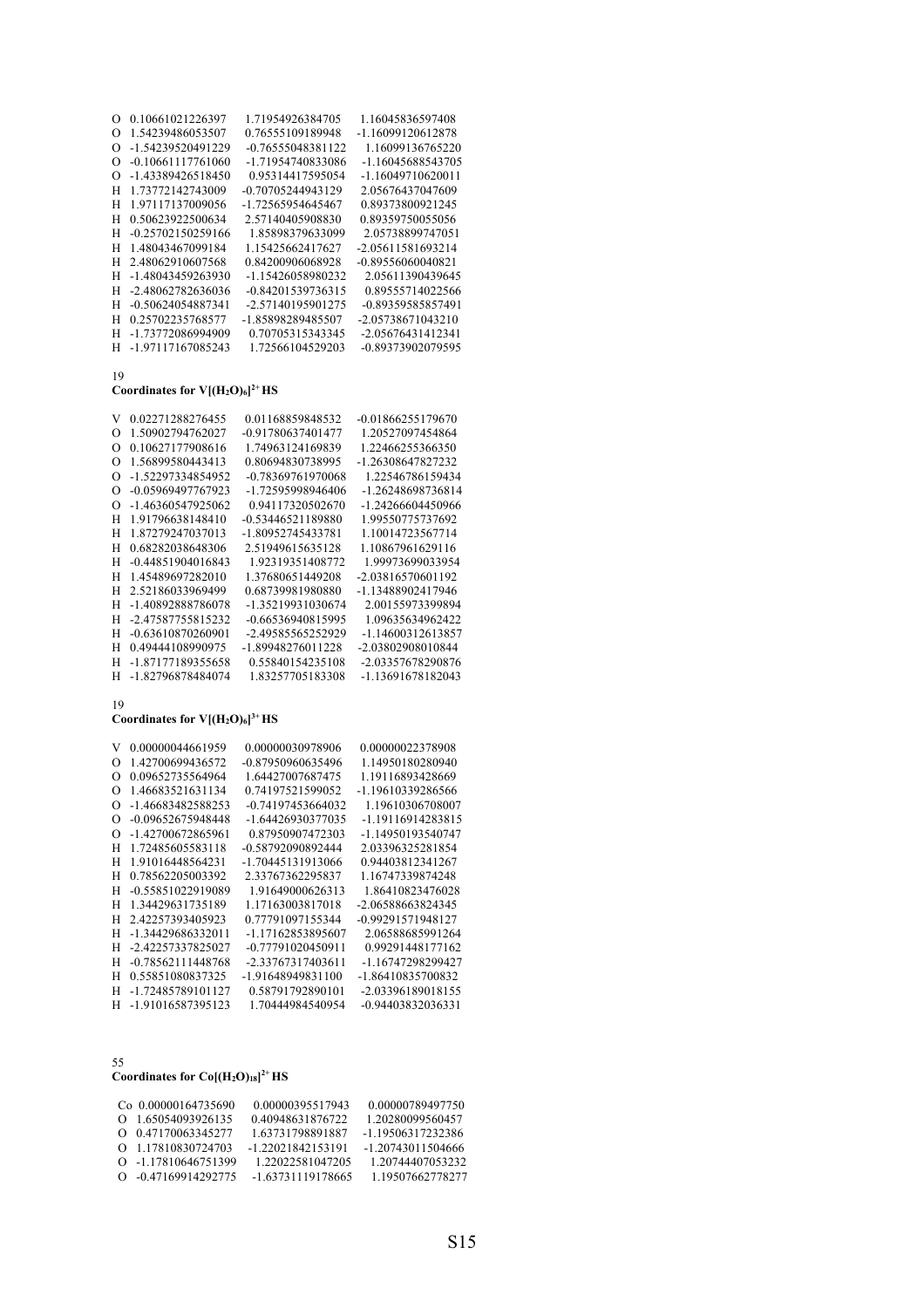```
O  0.10661021226397   1.71954926384705   1.16045836597408
O  1.54239486053507   0.76555109189948  -1.16099120612878
O -1.54239520491229  -0.76555048381122   1.16099136765220
O -0.10661117761060  -1.71954740833086  -1.16045688543705
O -1.43389426518450   0.95314417595054  -1.16049710620011
H  1.73772142743009  -0.70705244943129   2.05676437047609
H  1.97117137009056  -1.72565954645467   0.89373800921245
H  0.50623922500634   2.57140405908830   0.89359750055056
H -0.25702150259166   1.85898379633099   2.05738899747051
H  1.48043467099184   1.15425662417627  -2.05611581693214
H  2.48062910607568   0.84200906068928  -0.89556060040821
H -1.48043459263930  -1.15426058980232   2.05611390439645
H -2.48062782636036  -0.84201539736315   0.89555714022566
H -0.50624054887341  -2.57140195901275  -0.89359585857491
H  0.25702235768577  -1.85898289485507  -2.05738671043210
H -1.73772086994909   0.70705315343345  -2.05676431412341
H -1.97117167085243   1.72566104529203  -0.89373902079595
```

19

**Coordinates for $V[(H_2O)_6]^{2+}$ HS**

```
V  0.02271288276455   0.01168859848532  -0.01866255179670
O  1.50902794762027  -0.91780637401477   1.20527097454864
O  0.10627177908616   1.74963124169839   1.22466255366350
O  1.56899580443413   0.80694830738995  -1.26308647827232
O -1.52297334854952  -0.78369761970068   1.22546786159434
O -0.05969497767923  -1.72595998946406  -1.26248698736814
O -1.46360547925062   0.94117320502670  -1.24266604450966
H  1.91796638148410  -0.53446521189880   1.99550775737692
H  1.87279247037013  -1.80952745433781   1.10014723567714
H  0.68282038648306   2.51949615635128   1.10867961629116
H -0.44851904016843   1.92319351408772   1.99973699033954
H  1.45489697282010   1.37680651449208  -2.03816570601192
H  2.52186033969499   0.68739981980880  -1.13488902417946
H -1.40892888786078  -1.35219931030674   2.00155973399894
H -2.47587755815232  -0.66536940815995   1.09635634962422
H -0.63610870260901  -2.49585565252929  -1.14600312613857
H  0.49444108990975  -1.89948276011228  -2.03802908010844
H -1.87177189355658   0.55840154235108  -2.03357678290876
H -1.82796878484074   1.83257705183308  -1.13691678182043
```

19

**Coordinates for $V[(H_2O)_6]^{3+}$ HS**

```
V  0.00000044661959   0.00000030978906   0.00000022378908
O  1.42700699436572  -0.87950960635496   1.14950180280940
O  0.09652735564964   1.64427007687475   1.19116893428669
O  1.46683521631134   0.74197521599052  -1.19610339286566
O -1.46683482588253  -0.74197453664032   1.19610306708007
O -0.09652675948448  -1.64426930377035  -1.19116914283815
O -1.42700672865961   0.87950907472303  -1.14950193540747
H  1.72485605583118  -0.58792090892444   2.03396325281854
H  1.91016448564231  -1.70445131913066   0.94403812341267
H  0.78562205003392   2.33767362295837   1.16747339874248
H -0.55851022919089   1.91649000626313   1.86410823476028
H  1.34429631735189   1.17163003817018  -2.06588663824345
H  2.42257393405923   0.77791097155344  -0.99291571948127
H -1.34429686332011  -1.17162853895607   2.06588685991264
H -2.42257337825027  -0.77791020450911   0.99291448177162
H -0.78562111448768  -2.33767317403611  -1.16747298299427
H  0.55851080837325  -1.91648949831100  -1.86410835700832
H -1.72485789101127   0.58791792890101  -2.03396189018155
H -1.91016587395123   1.70444984540954  -0.94403832036331
```

55

**Coordinates for $Co[(H_2O)_{18}]^{2+}$ HS**

```
Co  0.00000164735690   0.00000395517943   0.00000789497750
O   1.65054093926135   0.40948631876722   1.20280099560457
O   0.47170063345277   1.63731798891887  -1.19506317232386
O   1.17810830724703  -1.22021842153191  -1.20743011504666
O  -1.17810646751399   1.22022581047205   1.20744407053232
O  -0.47169914292775  -1.63731119178665   1.19507662778277
```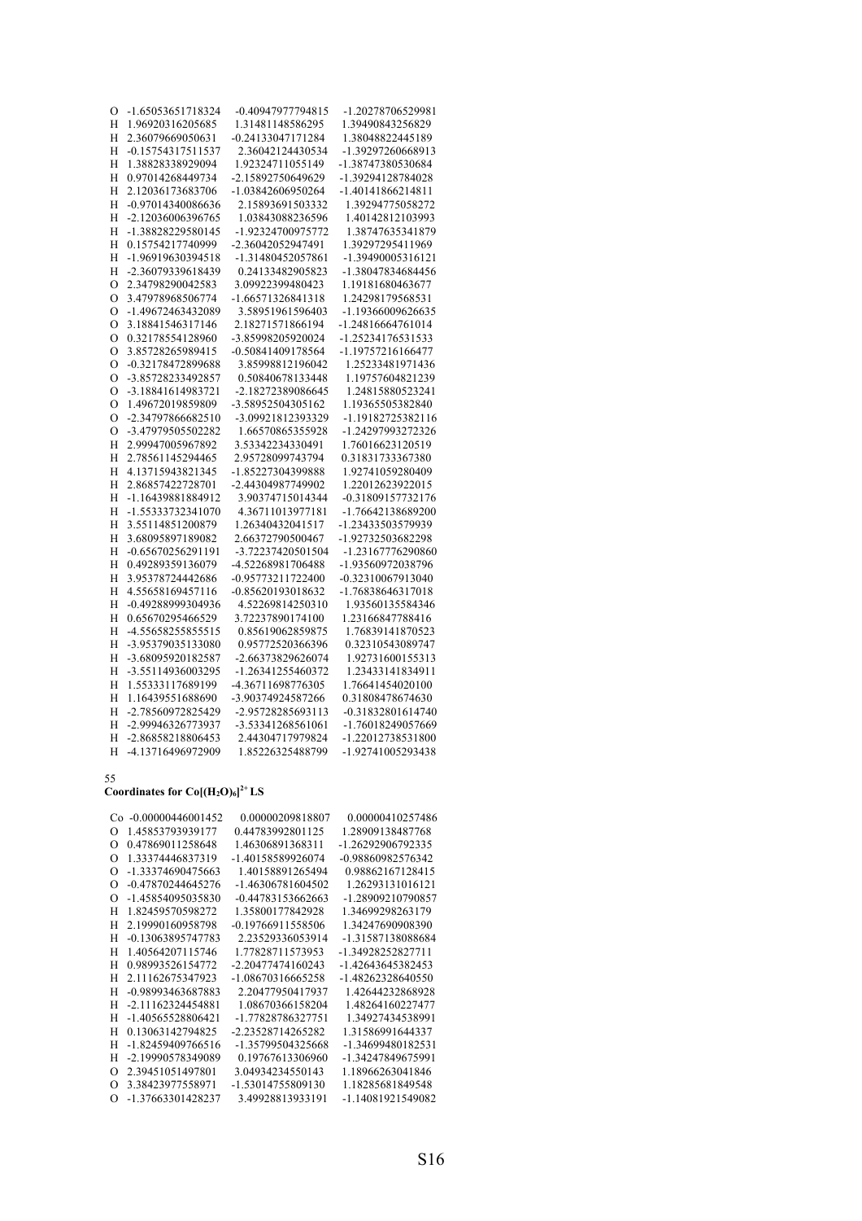```
O -1.65053651718324 -0.40947977794815 -1.20278706529981
H 1.96920316205685 1.31481148586295 1.39490843256829
H 2.36079669050631 -0.24133047171284 1.38048822445189
H -0.15754317511537 2.36042124430534 -1.39297260668913
H 1.38828338929094 1.92324711055149 -1.38747380530684
H 0.97014268449734 -2.15892750649629 -1.39294128784028
H 2.12036173683706 -1.03842606950264 -1.40141866214811
H -0.97014340086636 2.15893691503332 1.39294775058272
H -2.12036006396765 1.03843088236596 1.40142812103993
H -1.38828229580145 -1.92324700975772 1.38747635341879
H 0.15754217740999 -2.36042052947491 1.39297295411969
H -1.96919630394518 -1.31480452057861 -1.39490005316121
H -2.36079339618439 0.24133482905823 -1.38047834684456
O 2.34798290042583 3.09922399480423 1.19181680463677
O 3.47978968506774 -1.66571326841318 1.24298179568531
O -1.49672463432089 3.58951961596403 -1.19366009626635
O 3.18841546317146 2.18271571866194 -1.24816664761014
O 0.32178554128960 -3.85998205920024 -1.25234176531533
O 3.85728265989415 -0.50841409178564 -1.19757216166477
O -0.32178472899688 3.85998812196042 1.25233481971436
O -3.85728233492857 0.50840678133448 1.19757604821239
O -3.18841614983721 -2.18272389086645 1.24815880523241
O 1.49672019859809 -3.58952504305162 1.19365505382840
O -2.34797866682510 -3.09921812393329 -1.19182725382116
O -3.47979505502282 1.66570865355928 -1.24297993272326
H 2.99947005967892 3.53342234330491 1.76016623120519
H 2.78561145294465 2.95728099743794 0.31831733367380
H 4.13715943821345 -1.85227304399888 1.92741059280409
H 2.86857422728701 -2.44304987749902 1.22012623922015
H -1.16439881884912 3.90374715014344 -0.31809157732176
H -1.55333732341070 4.36711013977181 -1.76642138689200
H 3.55114851200879 1.26340432041517 -1.23433503579939
H 3.68095897189082 2.66372790500467 -1.92732503682298
H -0.65670256291191 -3.72237420501504 -1.23167776290860
H 0.49289359136079 -4.52268981706488 -1.93560972038796
H 3.95378724442686 -0.95773211722400 -0.32310067913040
H 4.55658169457116 -0.85620193018632 -1.76838646317018
H -0.49288999304936 4.52269814250310 1.93560135584346
H 0.65670295466529 3.72237890174100 1.23166847788416
H -4.55658255855515 0.85619062859875 1.76839141870523
H -3.95379035133080 0.95772520366396 0.32310543089747
H -3.68095920182587 -2.66373829626074 1.92731600155313
H -3.55114936003295 -1.26341255460372 1.23433141834911
H 1.55333117689199 -4.36711698776305 1.76641454020100
H 1.16439551688690 -3.90374924587266 0.31808478674630
H -2.78560972825429 -2.95728285693113 -0.31832801614740
H -2.99946326773937 -3.53341268561061 -1.76018249057669
H -2.86858218806453 2.44304717979824 -1.22012738531800
H -4.13716496972909 1.85226325488799 -1.92741005293438
```

55

**Coordinates for Co[$(H_2O)_6$]$^{2+}$ LS**

```
Co -0.00000446001452 0.00000209818807 0.00000410257486
O 1.45853793939177 0.44783992801125 1.28909138487768
O 0.47869011258648 1.46306891368311 -1.26292906792335
O 1.33374446837319 -1.40158589926074 -0.98860982576342
O -1.33374690475663 1.40158891265494 0.98862167128415
O -0.47870244645276 -1.46306781604502 1.26293131016121
O -1.45854095035830 -0.44783153662663 -1.28909210790857
H 1.82459570598272 1.35800177842928 1.34699298263179
H 2.19990160958798 -0.19766911558506 1.34247690908390
H -0.13063895747783 2.23529336053914 -1.31587138088684
H 1.40564207115746 1.77827811573953 -1.34928252827711
H 0.98993526154772 -2.20477474160243 -1.42643645382453
H 2.11162675347923 -1.08670316665258 -1.48262328640550
H -0.98993463687883 2.20477950417937 1.42644232868928
H -2.11162324454881 1.08670366158204 1.48264160227477
H -1.40565528806421 -1.77828786327751 1.34927434538991
H 0.13063142794825 -2.23528714265282 1.31586991644337
H -1.82459409766516 -1.35799504325668 -1.34699480182531
H -2.19990578349089 0.19767613306960 -1.34247849675991
O 2.39451051497801 3.04934234550143 1.18966263041846
O 3.38423977558971 -1.53014755809130 1.18285681849548
O -1.37663301428237 3.49928813933191 -1.14081921549082
```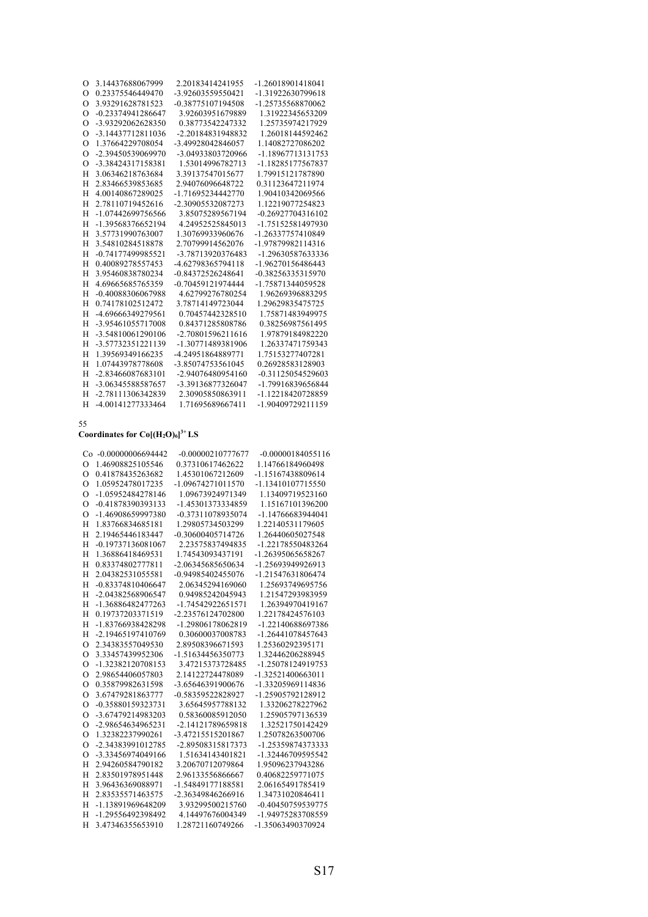```
O  3.14437688067999   2.20183414241955   -1.26018901418041
O  0.23375546449470   -3.92603559550421  -1.31922630799618
O  3.93291628781523   -0.38775107194508  -1.25735568870062
O  -0.23374941286647  3.92603951679889   1.31922345653209
O  -3.93292062628350  0.38773542247332   1.25735974217929
O  -3.14437712811036  -2.20184831948832  1.26018144592462
O  1.37664229708054   -3.49928042846057  1.14082727086202
O  -2.39450539069970  -3.04933803720966  -1.18967713131753
O  -3.38424317158381  1.53014996782713   -1.18285177567837
H  3.06346218763684   3.39137547015677   1.79915121787890
H  2.83466539853685   2.94076096648722   0.31123647211974
H  4.00140867289025   -1.71695234442770  1.90410342069566
H  2.78110719452616   -2.30905532087273  1.12219077254823
H  -1.07442699756566  3.85075289567194   -0.26927704316102
H  -1.39568376652194  4.24952525845013   -1.75152581497930
H  3.57731990763007   1.30769933960676   -1.26337757410849
H  3.54810284518878   2.70799914562076   -1.97879982114316
H  -0.74177499985521  -3.78713920376483  -1.29630587633336
H  0.40089278557453   -4.62798365794118  -1.96270156486443
H  3.95460838780234   -0.84372526248641  -0.38256335315970
H  4.69665685765359   -0.70459121974444  -1.75871344059528
H  -0.40088306067988  4.62799276780254   1.96269396883295
H  0.74178102512472   3.78714149723044   1.29629835475725
H  -4.69666349279561  0.70457442328510   1.75871483949975
H  -3.95461055717008  0.84371285808786   0.38256987561495
H  -3.54810061290106  -2.70801596211616  1.97879184982220
H  -3.57732351221139  -1.30771489381906  1.26337471759343
H  1.39569349166235   -4.24951864889771  1.75153277407281
H  1.07443978778608   -3.85074753561045  0.26928583128903
H  -2.83466087683101  -2.94076480954160  -0.31125054529603
H  -3.06345588587657  -3.39136877326047  -1.79916839656844
H  -2.78111306342839  2.30905850863911   -1.12218420728859
H  -4.00141277333464  1.71695689667411   -1.90409729211159
```

55

**Coordinates for $Co[(H_2O)_6]^{3+}$ LS**

```
Co -0.00000006694442  -0.00000210777677  -0.00000184055116
O  1.46908825105546   0.37310617462622   1.14766184960498
O  0.41878435263682   1.45301067212609   -1.15167438809614
O  1.05952478017235   -1.09674271011570  -1.13410107715550
O  -1.05952484278146  1.09673924971349   1.13409719523160
O  -0.41878390393133  -1.45301373334859  1.15167101396200
O  -1.46908659997380  -0.37311078935074  -1.14766683944041
H  1.83766834685181   1.29805734503299   1.22140531179605
H  2.19465446183447   -0.30600405714726  1.26440605027548
H  -0.19737136081067  2.23575837494835   -1.22178550483264
H  1.36886418469531   1.74543093437191   -1.26395065658267
H  0.83374802777811   -2.06345685650634  -1.25693949926913
H  2.04382531055581   -0.94985402455076  -1.21547631806474
H  -0.83374810406647  2.06345294169060   1.25693749695756
H  -2.04382568906547  0.94985242045943   1.21547293983959
H  -1.36886482477263  -1.74542922651571  1.26394970419167
H  0.19737203371519   -2.23576124702800  1.22178424576103
H  -1.83766938428298  -1.29806178062819  -1.22140688697386
H  -2.19465197410769  0.30600037008783   -1.26441078457643
O  2.34383557049530   2.89508396671593   1.25360292395171
O  3.33457439952306   -1.51634456350773  1.32446206288945
O  -1.32382120708153  3.47215373728485   -1.25078124919753
O  2.98654406057803   2.14122724478089   -1.32521400663011
O  0.35879982631598   -3.65646391900676  -1.33205969114836
O  3.67479281863777   -0.58359522828927  -1.25905792128912
O  -0.35880159323731  3.65645957788132   1.33206278227962
O  -3.67479214983203  0.58360085912050   1.25905797136539
O  -2.98654634965231  -2.14121789659818  1.32521750142429
O  1.32382237990261   -3.47215515201867  1.25078263500706
O  -2.34383991012785  -2.89508315817373  -1.25359874373333
O  -3.33456974049166  1.51634143401821   -1.32446709595542
H  2.94260584790182   3.20670712079864   1.95096237943286
H  2.83501978951448   2.96133556866667   0.40682259771075
H  3.96436369088971   -1.54849177188581  2.06165491785419
H  2.83535571463575   -2.36349846266916  1.34731020846411
H  -1.13891969648209  3.93299500215760   -0.40450759539775
H  -1.29556492398492  4.14497676004349   -1.94975283708559
H  3.47346355653910   1.28721160749266   -1.35063490370924
```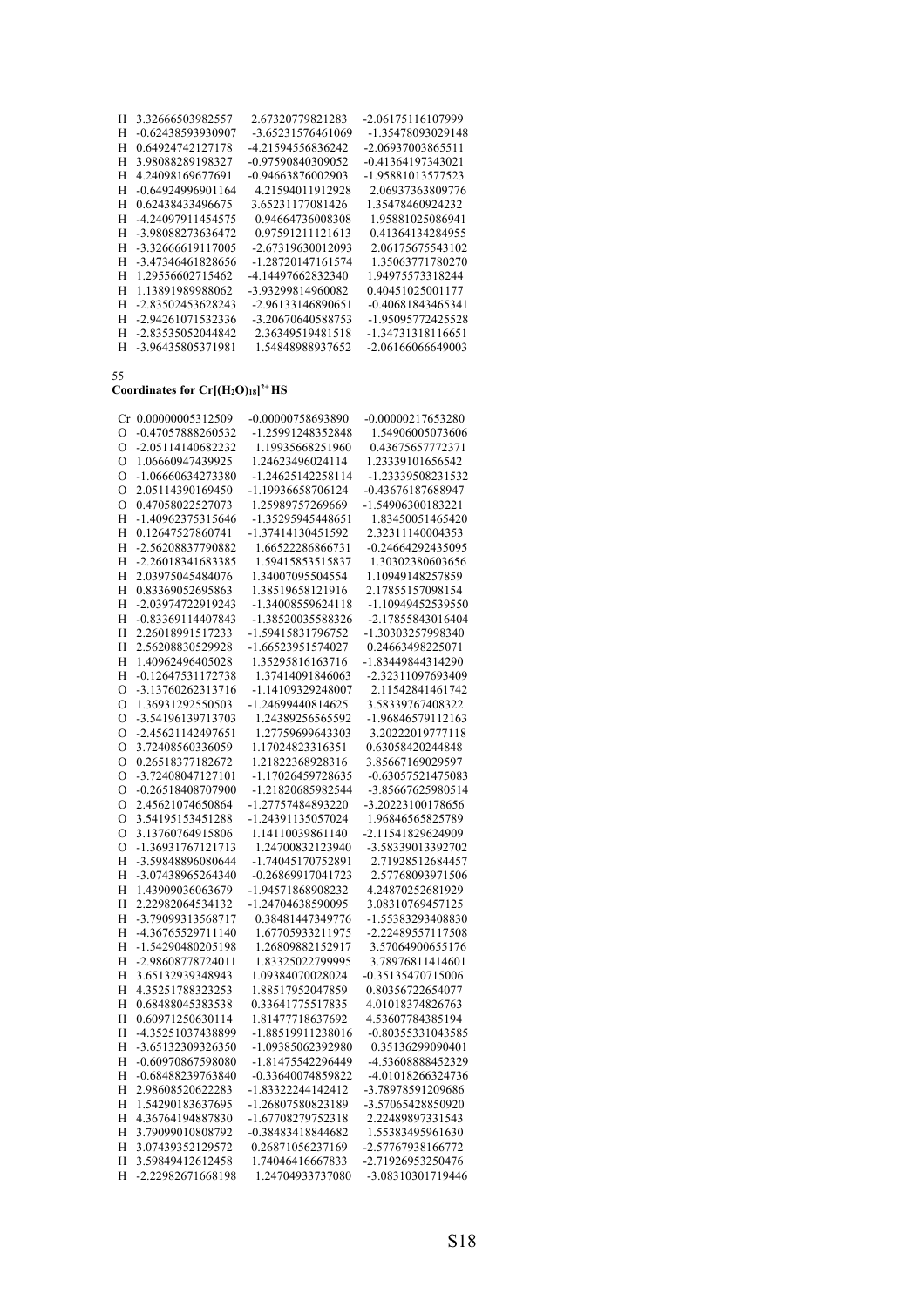```
H  3.32666503982557    2.67320779821283   -2.06175116107999
H  -0.62438593930907   -3.65231576461069   -1.35478093029148
H  0.64924742127178    -4.21594556836242   -2.06937003865511
H  3.98088289198327    -0.97590840309052   -0.41364197343021
H  4.24098169677691    -0.94663876002903   -1.95881013577523
H  -0.64924996901164   4.21594011912928    2.06937363809776
H  0.62438433496675    3.65231177081426    1.35478460924232
H  -4.24097911454575   0.94664736008308    1.95881025086941
H  -3.98088273636472   0.97591211121613    0.41364134284955
H  -3.32666619117005   -2.67319630012093   2.06175675543102
H  -3.47346461828656   -1.28720147161574   1.35063771780270
H  1.29556602715462    -4.14497662832340   1.94975573318244
H  1.13891989988062    -3.93299814960082   0.40451025001177
H  -2.83502453628243   -2.96133146890651   -0.40681843465341
H  -2.94261071532336   -3.20670640588753   -1.95095772425528
H  -2.83535052044842   2.36349519481518    -1.34731318116651
H  -3.96435805371981   1.54848988937652    -2.06166066649003
```

55

**Coordinates for $Cr[(H_2O)_{18}]^{2+}$ HS**

```
Cr 0.00000005312509    -0.00000758693890   -0.00000217653280
O  -0.47057888260532   -1.25991248352848   1.54906005073606
O  -2.05114140682232   1.19935668251960    0.43675657772371
O  1.06660947439925    1.24623496024114    1.23339101656542
O  -1.06660634273380   -1.24625142258114   -1.23339508231532
O  2.05114390169450    -1.19936658706124   -0.43676187688947
O  0.47058022527073    1.25989757269669    -1.54906300183221
H  -1.40962375315646   -1.35295945448651   1.83450051465420
H  0.12647527860741    -1.37414130451592   2.32311140004353
H  -2.56208837790882   1.66522286866731    -0.24664292435095
H  -2.26018341683385   1.59415853515837    1.30302380603656
H  2.03975045484076    1.34007095504554    1.10949148257859
H  0.83369052695863    1.38519658121916    2.17855157098154
H  -2.03974722919243   -1.34008559624118   -1.10949452539550
H  -0.83369114407843   -1.38520035588326   -2.17855843016404
H  2.26018991517233    -1.59415831796752   -1.30303257998340
H  2.56208830529928    -1.66523951574027   0.24663498225071
H  1.40962496405028    1.35295816163716    -1.83449844314290
H  -0.12647531172738   1.37414091846063    -2.32311097693409
O  -3.13760262313716   -1.14109329248007   2.11542841461742
O  1.36931292550503    -1.24699440814625   3.58339767408322
O  -3.54196139713703   1.24389256565592    -1.96846579112163
O  -2.45621142497651   1.27759699643303    3.20222019777118
O  3.72408560336059    1.17024823316351    0.63058420244848
O  0.26518377182672    1.21822368928316    3.85667169029597
O  -3.72408047127101   -1.17026459728635   -0.63057521475083
O  -0.26518408707900   -1.21820685982544   -3.85667525980514
O  2.45621074650864    -1.27757484893220   -3.20223100178656
O  3.54195153451288    -1.24391135057024   1.96846565825789
O  3.13760764915806    1.14110039861140    -2.11541829624909
O  -1.36931767121713   1.24700832123940    -3.58339013392702
H  -3.59848896080644   -1.74045170752891   2.71928512684457
H  -3.07438965264340   -0.26869917041723   2.57768093971506
H  1.43909036063679    -1.94571868908232   4.24870252681929
H  2.22982064534132    -1.24704638590095   3.08310769457125
H  -3.79099313568717   0.38481447349776    -1.55383293408830
H  -4.36765529711140   1.67705933211975    -2.22489557117508
H  -1.54290480205198   1.26809882152917    3.57064900655176
H  -2.98608778724011   1.83325022799995    3.78976811414601
H  3.65132939348943    1.09384070028024    -0.35135470715006
H  4.35251878323253    1.88517952047859    0.80356722654077
H  0.68488045383538    0.33641775517835    4.01018374826763
H  0.60971250630114    1.81477718637692    4.53607784385194
H  -4.35251037438899   -1.88519911238016   -0.80355331043585
H  -3.65132309326350   -1.09385062392980   0.35136299090401
H  -0.60970867598080   -1.81475542296449   -4.53608888452329
H  -0.68488239763840   -0.33640074859822   -4.01018266324736
H  2.98608520622283    -1.83322244142412   -3.78978591209686
H  1.54290183637695    -1.26807580823189   -3.57065428850920
H  4.36764194887830    -1.67708279752318   2.22489897331543
H  3.79099010808792    -0.38483418844682   1.55383495961630
H  3.07439352129572    0.26871056237169    -2.57767938166772
H  3.59849412612458    1.74046416667833    -2.71926953250476
H  -2.22982671668198   1.24704933737080    -3.08310301719446
```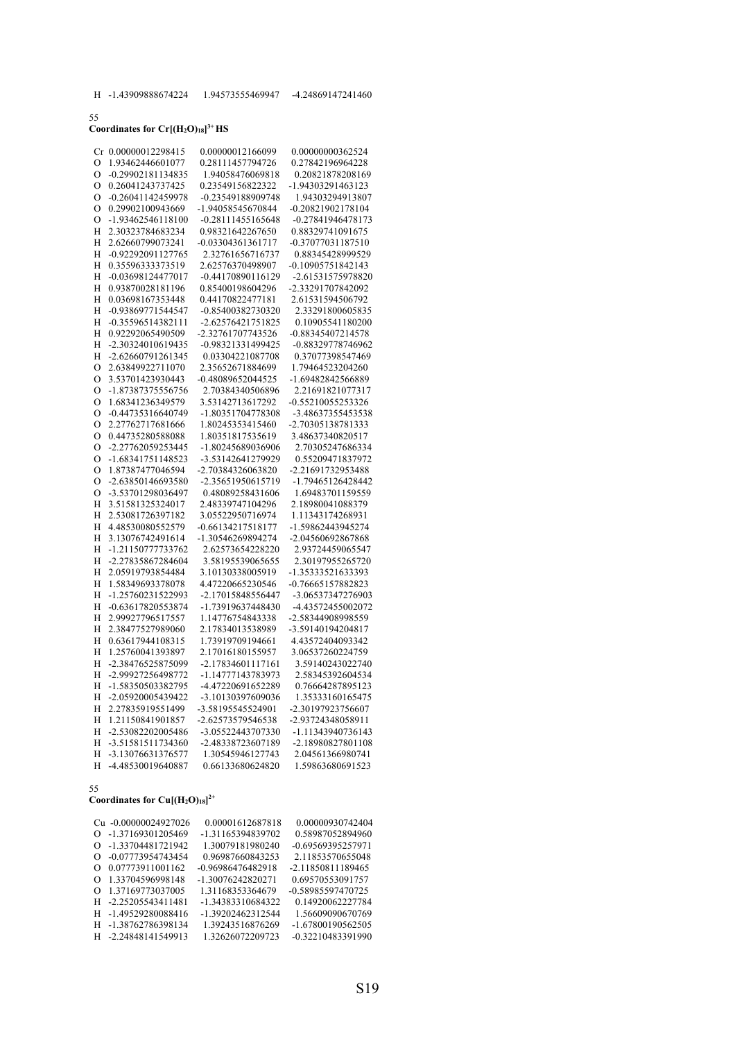H -1.43909888674224 1.94573555469947 -4.24869147241460

55

**Coordinates for $Cr[(H_2O)_{18}]^{3+}$ HS**

```
Cr 0.00000012298415 0.00000012166099 0.00000000362524
O 1.93462446601077 0.28111457794726 0.27842196964228
O -0.29902181134835 1.94058476069818 0.20821878208169
O 0.26041243737425 0.23549156822322 -1.94303291463123
O -0.26041142459978 -0.23549188909748 1.94303294913807
O 0.29902100943669 -1.94058545670844 -0.20821902178104
O -1.93462546118100 -0.28111455165648 -0.27841946478173
H 2.30323784683234 0.98321642267650 0.88329741091675
H 2.62660799073241 -0.03304361361717 -0.37077031187510
H -0.92292091127765 2.32761656716737 0.88345428999529
H 0.35596333373519 2.62576370498907 -0.10905751842143
H -0.03698124477017 -0.44170890116129 -2.61531575978820
H 0.93870028181196 0.85400198604296 -2.33291707842092
H 0.03698167353448 0.44170822477181 2.61531594506792
H -0.93869771544547 -0.85400382730320 2.33291800605835
H -0.35596514382111 -2.62576421751825 0.10905541180200
H 0.92292065490509 -2.32761707743526 -0.88345407214578
H -2.30324010619435 -0.98321331499425 -0.88329778746962
H -2.62660791261345 0.03304221087708 0.37077398547469
O 2.63849922711070 2.35652671884699 1.79464523204260
O 3.53701423930443 -0.48089652044525 -1.69482842566889
O -1.87387375556756 2.70384340506896 2.21691821077317
O 1.68341236349579 3.53142713617292 -0.55210055253326
O -0.44735316640749 -1.80351704778308 -3.48637355453538
O 2.27762171681666 1.80245353415460 -2.70305138781333
O 0.44735280588088 1.80351817535619 3.48637340820517
O -2.27762059253445 -1.80245689036906 2.70305247686334
O -1.68341751148523 -3.53142641279929 0.55209471837972
O 1.87387477046594 -2.70384326063820 -2.21691732953488
O -2.63850146693580 -2.35651950615719 -1.79465126428442
O -3.53701298036497 0.48089258431606 1.69483701159559
H 3.51581325324017 2.48339747104296 2.18980041088379
H 2.53081726397182 3.05522950716974 1.11343174268931
H 4.48530080552579 -0.66134217518177 -1.59862443945274
H 3.13076742491614 -1.30546269894274 -2.04560692867868
H -1.21150777733762 2.62573654228220 2.93724459065547
H -2.27835867284604 3.58195539065655 2.30197955265720
H 2.05919793854484 3.10130338005919 -1.35333521633393
H 1.58349693378078 4.47220665230546 -0.76665157882823
H -1.25760231522993 -2.17015848556447 -3.06537347276903
H -0.63617820553874 -1.73919637448430 -4.43572455002072
H 2.99927796517557 1.14776754843338 -2.58344908998559
H 2.38477527989060 2.17834013538989 -3.59140194204817
H 0.63617944108315 1.73919709194661 4.43572404093342
H 1.25760041393897 2.17016180155957 3.06537260224759
H -2.38476525875099 -2.17834601117161 3.59140243022740
H -2.99927256498772 -1.14777143783973 2.58345392604534
H -1.58350503382795 -4.47220691652289 0.76664287895123
H -2.05920005439422 -3.10130397609036 1.35333160165475
H 2.27835919551499 -3.58195545524901 -2.30197923756607
H 1.21150841901857 -2.62573579546538 -2.93724348058911
H -2.53082202005486 -3.05522443707330 -1.11343940736143
H -3.51581511734360 -2.48338723607189 -2.18980827801108
H -3.13076631376577 1.30545946127743 2.04561366980741
H -4.48530019640887 0.66133680624820 1.59863680691523
```

55

**Coordinates for $Cu[(H_2O)_{18}]^{2+}$**

```
Cu -0.00000024927026 0.00001612687818 0.00000930742404
O -1.37169301205469 -1.31165394839702 0.58987052894960
O -1.33704481721942 1.30079181980240 -0.69569395257971
O -0.07773954743454 0.96987660843253 2.11853570655048
O 0.07773911001162 -0.96986476482918 -2.11850811189465
O 1.33704596998148 -1.30076242820271 0.69570553091757
O 1.37169773037005 1.31168353364679 -0.58985597470725
H -2.25205543411481 -1.34383310684322 0.14920062227784
H -1.49529280088416 -1.39202462312544 1.56609090670769
H -1.38762786398134 1.39243516876269 -1.67800190562505
H -2.24848141549913 1.32626072209723 -0.32210483391990
```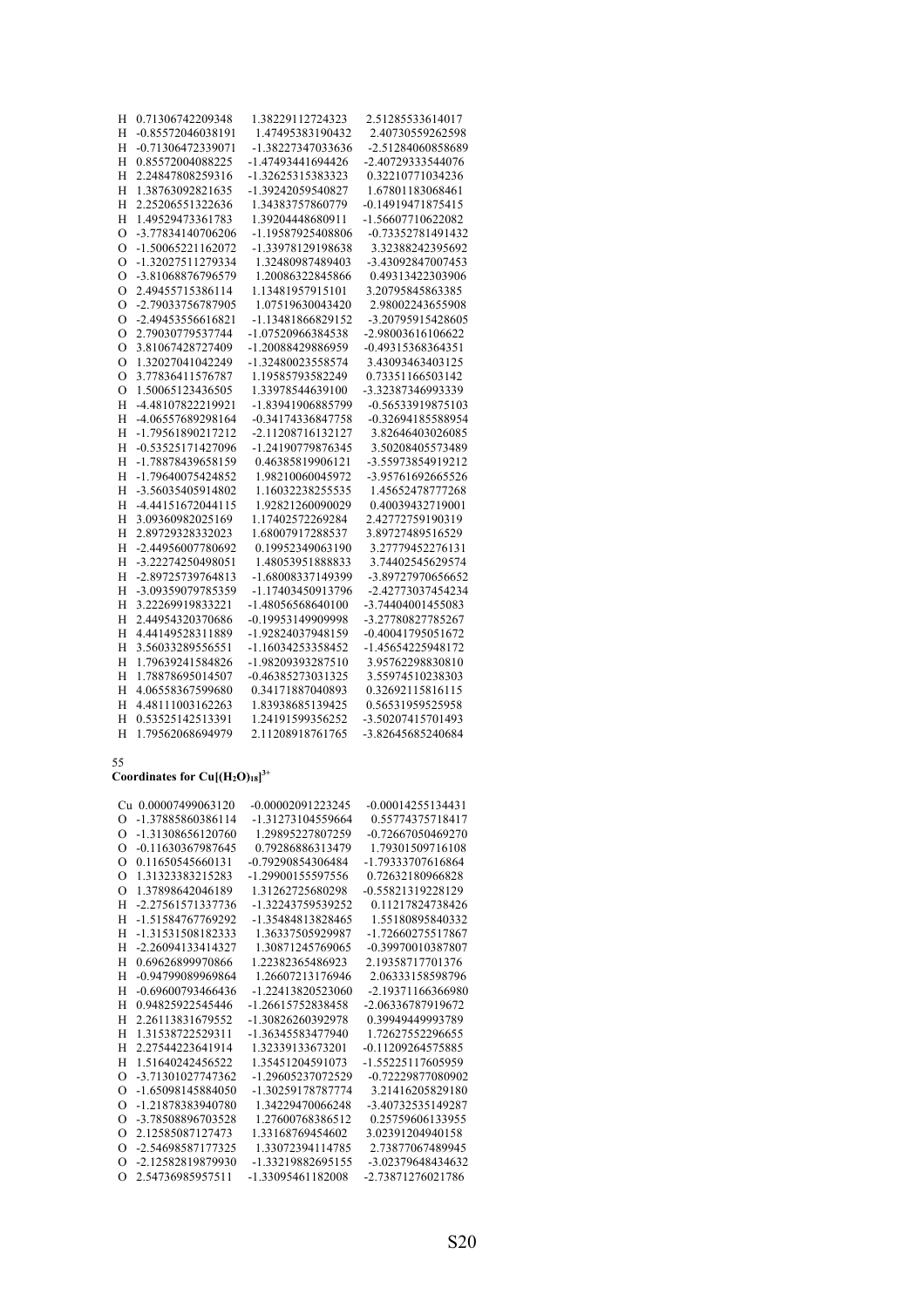```
H  0.71306742209348    1.38229112724323    2.51285533614017
H  -0.85572046038191   1.47495383190432    2.40730559262598
H  -0.71306472339071   -1.38227347033636   -2.51284060858689
H  0.85572004088225    -1.47493441694426   -2.40729333544076
H  2.24847808259316    -1.32625315383323   0.32210771034236
H  1.38763092821635    -1.39242059540827   1.67801183068461
H  2.25206551322636    1.34383757860779    -0.14919471875415
H  1.49529473361783    1.39204448680911    -1.56607710622082
O  -3.77834140706206   -1.19587925408806   -0.73352781491432
O  -1.50065221162072   -1.33978129198638   3.32388242395692
O  -1.32027511279334   1.32480987489403    -3.43092847007453
O  -3.81068876796579   1.20086322845866    0.49313422303906
O  2.49455715386114    1.13481957915101    3.20795845863385
O  -2.79033756787905   1.07519630043420    2.98002243655908
O  -2.49453556616821   -1.13481866829152   -3.20795915428605
O  2.79030779537744    -1.07520966384538   -2.98003616106622
O  3.81067428727409    -1.20088429886959   -0.49315368364351
O  1.32027041042249    -1.32480023558574   3.43093463403125
O  3.77836411576787    1.19585793582249    0.73351166503142
O  1.50065123436505    1.33978544639100    -3.32387346993339
H  -4.48107822219921   -1.83941906885799   -0.56533919875103
H  -4.06557689298164   -0.34174336847758   -0.32694185588954
H  -1.79561890217212   -2.11208716132127   3.82646403026085
H  -0.53525171427096   -1.24190779876345   3.50208405573489
H  -1.78878439658159   0.46385819906121    -3.55973854919212
H  -1.79640075424852   1.98210060045972    -3.95761692665526
H  -3.56035405914802   1.16032238255535    1.45652478777268
H  -4.44151672044115   1.92821260090029    0.40039432719001
H  3.09360982025169    1.17402572269284    2.42772759190319
H  2.89729328332023    1.68007917288537    3.89727489516529
H  -2.44956007780692   0.19952349063190    3.27779452276131
H  -3.22274250498051   1.48053951888833    3.74402545629574
H  -2.89725739764813   -1.68008337149399   -3.89727970656652
H  -3.09359079785359   -1.17403450913796   -2.42773037454234
H  3.22269919833221    -1.48056568640100   -3.74404001455083
H  2.44954320370686    -0.19953149909998   -3.27780827785267
H  4.44149528311889    -1.92824037948159   -0.40041795051672
H  3.56033289556551    -1.16034253358452   -1.45654225948172
H  1.79639241584826    -1.98209393287510   3.95762298830810
H  1.78878695014507    -0.46385273031325   3.55974510238303
H  4.06558367599680    0.34171887040893    0.32692115816115
H  4.48111003162263    1.83938685139425    0.56531959525958
H  0.53525142513391    1.24191599356252    -3.50207415701493
H  1.79562068694979    2.11208918761765    -3.82645685240684
```

55

**Coordinates for $Cu[(H_2O)_{18}]^{3+}$**

```
Cu 0.00007499063120    -0.00002091223245   -0.00014255134431
O  -1.37885860386114   -1.31273104559664   0.55774375718417
O  -1.31308656120760   1.29895227807259    -0.72667050469270
O  -0.11630367987645   0.79286886313479    1.79301509716108
O  0.11650545660131    -0.79290854306484   -1.79333707616864
O  1.31323383215283    -1.29900155597556   0.72632180966828
O  1.37898642046189    1.31262725680298    -0.55821319228129
H  -2.27561571337736   -1.32243759539252   0.11217824738426
H  -1.51584767769292   -1.35484813828465   1.55180895840332
H  -1.31531508182333   1.36337505929987    -1.72660275517867
H  -2.26094133414327   1.30871245769065    -0.39970010387807
H  0.69626899970866    1.22382365486923    2.19358717701376
H  -0.94799089969864   1.26607213176946    2.06333158598796
H  -0.69600793466436   -1.22413820523060   -2.19371166366980
H  0.94825922545446    -1.26615752838458   -2.06336787919672
H  2.26113831679552    -1.30826260392978   0.39949449993789
H  1.31538722529311    -1.36345583477940   1.72627552296655
H  2.27544223641914    1.32339133673201    -0.11209264575885
H  1.51640242456522    1.35451204591073    -1.55225117605959
O  -3.71301027747362   -1.29605237072529   -0.72229877080902
O  -1.65098145884050   -1.30259178787774   3.21416205829180
O  -1.21878383940780   1.34229470066248    -3.40732535149287
O  -3.78508896703528   1.27600768386512    0.25759606133955
O  2.12585087127473    1.33168769454602    3.02391204940158
O  -2.54698587177325   1.33072394114785    2.73877067489945
O  -2.12582819879930   -1.33219882695155   -3.02379648434632
O  2.54736985957511    -1.33095461182008   -2.73871276021786
```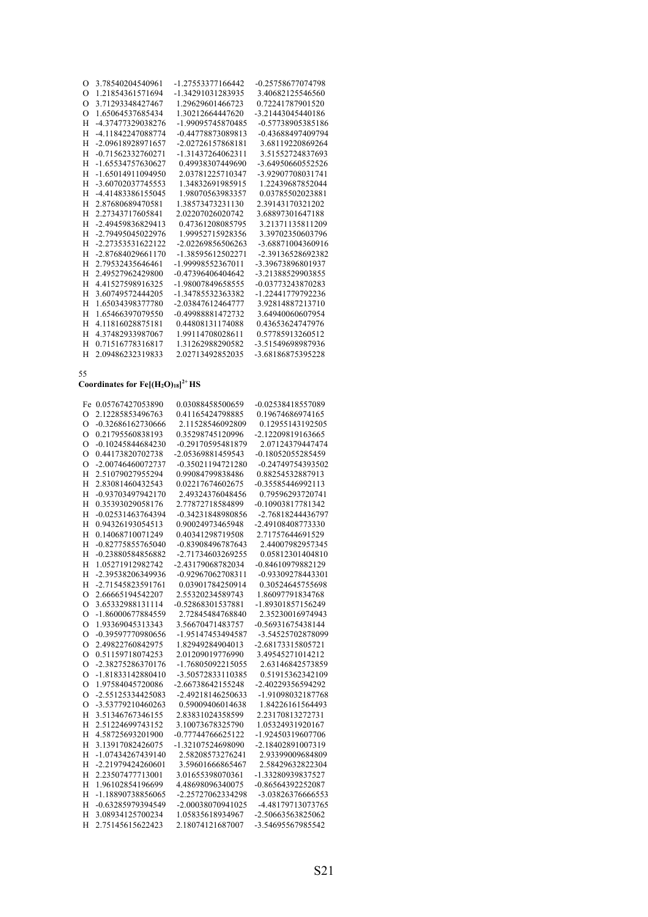```
O 3.78540204540961 -1.27553377166442 -0.25758677074798
O 1.21854361571694 -1.34291031283935 3.40682125546560
O 3.71293348427467 1.29629601466723 0.72241787901520
O 1.65064537685434 1.30212664447620 -3.21443045440186
H -4.37477329038276 -1.99095745870485 -0.57738905385186
H -4.11842247088774 -0.44778873089813 -0.43688497409794
H -2.09618928971657 -2.02726157868181 3.68119220869264
H -0.71562332760271 -1.31437264062311 3.51552724837693
H -1.65534757630627 0.49938307449690 -3.64950660552526
H -1.65014911094950 2.03781225710347 -3.92907708031741
H -3.60702037745553 1.34832691985915 1.22439687852044
H -4.41483386155045 1.98070563983357 0.03785502023881
H 2.87680689470581 1.38573473231130 2.39143170321202
H 2.27343717605841 2.02207026020742 3.68897301647188
H -2.49459836829413 0.47361208085795 3.21371135811209
H -2.79495045022976 1.99952715928356 3.39702350603796
H -2.27353531622122 -2.02269856506263 -3.68871004360916
H -2.87684029661170 -1.38595612502271 -2.39136528692382
H 2.79532435646461 -1.99998552367011 -3.39673896801937
H 2.49527962429800 -0.47396406404642 -3.21388529903855
H 4.41527598916325 -1.98007849658555 -0.03773243870283
H 3.60749572444205 -1.34785532363382 -1.22441779792236
H 1.65034398377780 -2.03847612464777 3.92814887213710
H 1.65466397079550 -0.49988881472732 3.64940060607954
H 4.11816028875181 0.44808131174088 0.43653624747976
H 4.37482933987067 1.99114708028611 0.57785913260512
H 0.71516778316817 1.31262988290582 -3.51549698987936
H 2.09486232319833 2.02713492852035 -3.68186875395228
```

55

**Coordinates for $Fe[(H_2O)_{18}]^{2+}$ HS**

```
Fe 0.05767427053890 0.03088458500659 -0.02538418557089
O 2.12285853496763 0.41165424798885 0.19674686974165
O -0.32686162730666 2.11528546092809 0.12955143192505
O 0.21795560838193 0.35298745120996 -2.12209819163665
O -0.10245844684230 -0.29170595481879 2.07124379447474
O 0.44173820702738 -2.05369881459543 -0.18052055285459
O -2.00746460072737 -0.35021194721280 -0.24749754393502
H 2.51079027955294 0.99084799838486 0.88254532887913
H 2.83081460432543 0.02217674602675 -0.35585446992113
H -0.93703497942170 2.49324376048456 0.79596293720741
H 0.35393029058176 2.77872718584899 -0.10903817781342
H -0.02531463764394 -0.34231848980856 -2.76818244436797
H 0.94326193054513 0.90024973465948 -2.49108408773330
H 0.14068710071249 0.40341298719508 2.71757644691529
H -0.82775855765040 -0.83908496787643 2.44007982957345
H -0.23880584856882 -2.71734603269255 0.05812301404810
H 1.05271912982742 -2.43179068782034 -0.84610979882129
H -2.39538206349936 -0.92967062708311 -0.93309278443301
H -2.71545823591761 0.03901784250914 0.30524645755698
O 2.66665194542207 2.55320234589743 1.86097791834768
O 3.65332988131114 -0.52868301537881 -1.89301857156249
O -1.86000677884559 2.72845484768840 2.35230016974943
O 1.93369045313343 3.56670471483757 -0.56931675438144
O -0.39597770980656 -1.95147453494587 -3.54525702878099
O 2.49822760842975 1.82949284904013 -2.68173315805721
O 0.51159718074253 2.01209019776990 3.49545271014212
O -2.38275286370176 -1.76805092215055 2.63146842573859
O -1.81833142880410 -3.50572833110385 0.51915362342109
O 1.97584045720086 -2.66738642155248 -2.40229356594292
O -2.55125334425083 -2.49218146250633 -1.91098032187768
O -3.53779210460263 0.59009406014638 1.84226161564493
H 3.51346767346155 2.83831024358599 2.23170813272731
H 2.51224699743152 3.10073678325790 1.05324931920167
H 4.58725693201900 -0.77744766625122 -1.92450319607706
H 3.13917082426075 -1.32107524698090 -2.18402891007319
H -1.07434267439140 2.58208573276241 2.93399009684809
H -2.21979424260601 3.59601666865467 2.58429632822304
H 2.23507477713001 3.01655398070361 -1.33280939837527
H 1.96102854196699 4.48698096340075 -0.86564392252087
H -1.18890738856065 -2.25727062334298 -3.03826376666553
H -0.63285979394549 -2.00038070941025 -4.48179713073765
H 3.08934125700234 1.05835618934967 -2.50663563825062
H 2.75145615622423 2.18074121687007 -3.54695567985542
```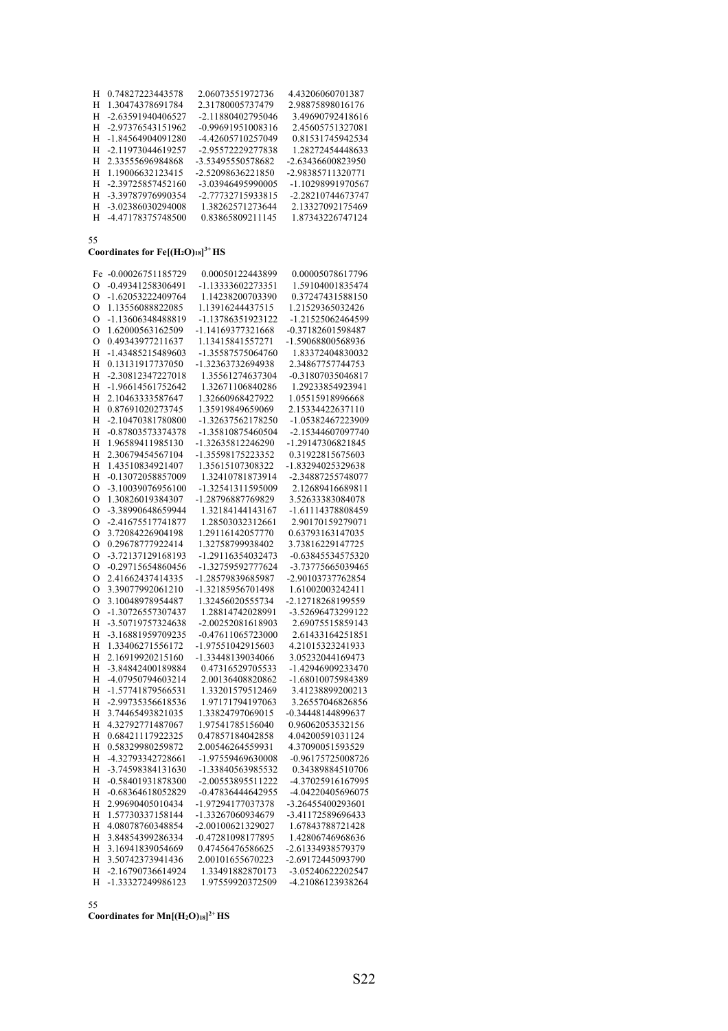```
H  0.74827223443578   2.06073551972736   4.43206060701387
H  1.30474378691784   2.31780005737479   2.98875898016176
H -2.63591940406527  -2.11880402795046   3.49690792418616
H -2.97376543151962  -0.99691951008316   2.45605751327081
H -1.84564904091280  -4.42605710257049   0.81531745942534
H -2.11973044619257  -2.95572229277838   1.28272454448633
H  2.33555696984868  -3.53495550578682  -2.63436600823950
H  1.19006632123415  -2.52098636221850  -2.98385711320771
H -2.39725857452160  -3.03946495990005  -1.10298991970567
H -3.39787976990354  -2.77732715933815  -2.28210744673747
H -3.02386030294008   1.38262571273644   2.13327092175469
H -4.47178375748500   0.83865809211145   1.87343226747124
```

55

**Coordinates for $Fe[(H_2O)_{18}]^{3+}$ HS**

```
Fe -0.00026751185729   0.00050122443899   0.00005078617796
O  -0.49341258306491  -1.13333602273351   1.59104001835474
O  -1.62053222409764   1.14238200703390   0.37247431588150
O   1.13556088822085   1.13916244437515   1.21529365032426
O  -1.13606348488819  -1.13786351923122  -1.21525062464599
O   1.62000563162509  -1.14169377321668  -0.37182601598487
O   0.49343977211637   1.13415841557271  -1.59068800568936
H  -1.43485215489603  -1.35587575064760   1.83372404830032
H   0.13131917737050  -1.32363732694938   2.34867757744753
H  -2.30812347227018   1.35561274637304  -0.31807035046817
H  -1.96614561752642   1.32671106840286   1.29233854923941
H   2.10463333587647   1.32660968427922   1.05515918996668
H   0.87691020273745   1.35919849659069   2.15334422637110
H  -2.10470381780800  -1.32637562178250  -1.05382467223909
H  -0.87803573374378  -1.35810875460504  -2.15344607097740
H   1.96589411985130  -1.32635812246290  -1.29147306821845
H   2.30679454567104  -1.35598175223352   0.31922815675603
H   1.43510834921407   1.35615107308322  -1.83294025329638
H  -0.13072058857009   1.32410781873914  -2.34887255748077
O  -3.10039076956100  -1.32541311595009   2.12689416689811
O   1.30826019384307  -1.28796887769829   3.52633383084078
O  -3.38990648659944   1.32184144143167  -1.61114378808459
O  -2.41675517741877   1.28503032312661   2.90170159279071
O   3.72084226904198   1.29116142057770   0.63793163147035
O   0.29678777922414   1.32758799938402   3.73816229147725
O  -3.72137129168193  -1.29116354032473  -0.63845534575320
O  -0.29715654860456  -1.32759592777624  -3.73775665039465
O   2.41662437414335  -1.28579839685987  -2.90103737762854
O   3.39077992061210  -1.32185956701498   1.61002003242411
O   3.10048978954487   1.32456020555734  -2.12718268199559
O  -1.30726557307437   1.28814742028991  -3.52696473299122
H  -3.50719757324638  -2.00252081618903   2.69075515859143
H  -3.16881959709235  -0.47611065723000   2.61433164251851
H   1.33406271556172  -1.97551042915603   4.21015323241933
H   2.16919920215160  -1.33448139034066   3.05232044169473
H  -3.84842400189884   0.47316529705533  -1.42946909233470
H  -4.07950794603214   2.00136408820862  -1.68010075984389
H  -1.57741879566531   1.33201579512469   3.41238899200213
H  -2.99735356618536   1.97171794197063   3.26557046826856
H   3.74465493821035   1.33824797069015  -0.34448144899637
H   4.32792771487067   1.97541785156040   0.96062053532156
H   0.68421117922325   0.47857184042858   4.04200591031124
H   0.58329980259872   2.00546264559931   4.37090051593529
H  -4.32793342728661  -1.97559469630008  -0.96175725008726
H  -3.74598384131630  -1.33840563985532   0.34389884510706
H  -0.58401931878300  -2.00553895511222  -4.37025916167995
H  -0.68364618052829  -0.47836444642955  -4.04220405696075
H   2.99690405010434  -1.97294177037378  -3.26455400293601
H   1.57730337158144  -1.33267060934679  -3.41172589696433
H   4.08078760348854  -2.00100621329027   1.67843788721428
H   3.84854399286334  -0.47281098177895   1.42806746968636
H   3.16941839054669   0.47456476586625  -2.61334938579379
H   3.50742373941436   2.00101655670223  -2.69172445093790
H  -2.16790736614924   1.33491882870173  -3.05240622202547
H  -1.33327249986123   1.97559920372509  -4.21086123938264
```

55

**Coordinates for $Mn[(H_2O)_{18}]^{2+}$ HS**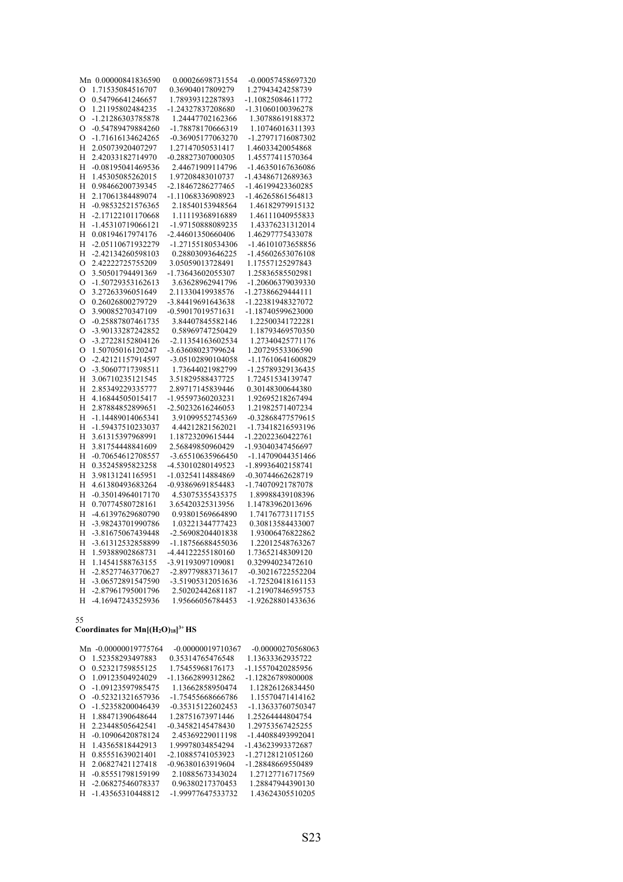```
Mn  0.00000841836590    0.00026698731554   -0.00057458697320
O   1.71535084516707    0.36904017809279    1.27943424258739
O   0.54796641246657    1.78939312287893   -1.10825084611772
O   1.21195802484235   -1.24327837208680   -1.31060100396278
O  -1.21286303785878    1.24447702162366    1.30788619188372
O  -0.54789479884260   -1.78878170666319    1.10746016311393
O  -1.71616134624265   -0.36905177063270   -1.27971716087302
H   2.05073920407297    1.27147050531417    1.46033420054868
H   2.42033182714970   -0.28827307000305    1.45577411570364
H  -0.08195041469536    2.44671909114796   -1.46350167636086
H   1.45305085262015    1.97208483010737   -1.43486712689363
H   0.98466200739345   -2.18467286277465   -1.46199423360285
H   2.17061384489074   -1.11068336908923   -1.46265861564813
H  -0.98532521576365    2.18540153948564    1.46182979915132
H  -2.17122101170668    1.11119368916889    1.46111040955833
H  -1.45310719066121   -1.97150888089235    1.43376231312014
H   0.08194617974176   -2.44601350660406    1.46297775433078
H  -2.05110671932279   -1.27155180534306   -1.46110073658856
H  -2.42134260598103    0.28803093646225   -1.45602653076108
O   2.42222725755209    3.05059013728491    1.17557125297843
O   3.50501794491369   -1.73643602055307    1.25836585502981
O  -1.50729353162613    3.63628962941796   -1.20606379039330
O   3.27263396051649    2.11330419938576   -1.27386629444111
O   0.26026800279729   -3.84419691643638   -1.22381948327072
O   3.90085270347109   -0.59017019571631   -1.18740599623000
O  -0.25887807461735    3.84407845582146    1.22500341722281
O  -3.90133287242852    0.58969747250429    1.18793469570350
O  -3.27228152804126   -2.11354163602534    1.27340425771176
O   1.50705016120247   -3.63608023799624    1.20729553306590
O  -2.42121157914597   -3.05102890104058   -1.17610641600829
O  -3.50607717398511    1.73644021982799   -1.25789329136435
H   3.06710235121545    3.51829588437725    1.72451534139747
H   2.85349229335777    2.89717145839446    0.30148300644380
H   4.16844505015417   -1.95597360203231    1.92695218267494
H   2.87884852899651   -2.50232616246053    1.21982571407234
H  -1.14489014065341    3.91099552745369   -0.32868477579615
H  -1.59437510233037    4.44212821562021   -1.73418216593196
H   3.61315397968991    1.18723209615444   -1.22022360422761
H   3.81754448841609    2.56849850960429   -1.93040347456697
H  -0.70654612708557   -3.65510635966450   -1.14709044351466
H   0.35245895823258   -4.53010280149523   -1.89936402158741
H   3.98131241165951   -1.03254114884869   -0.30744662628719
H   4.61380493683264   -0.93869691854483   -1.74070921787078
H  -0.35014964017170    4.53075355435375    1.89988439108396
H   0.70774580728161    3.65420325313956    1.14783962013696
H  -4.61397629680790    0.93801569664890    1.74176773117155
H  -3.98243701990786    1.03221344777423    0.30813584433007
H  -3.81675067439448   -2.56908204401838    1.93006476822862
H  -3.61312532858899   -1.18756688455036    1.22012548763267
H   1.59388902868731   -4.44122255180160    1.73652148309120
H   1.14541588763155   -3.91193097109081    0.32994023472610
H  -2.85277463770627   -2.89779883713617   -0.30216722552204
H  -3.06572891547590   -3.51905312051636   -1.72520418161153
H  -2.87961795001796    2.50202442681187   -1.21907846595753
H  -4.16947243525936    1.95666056784453   -1.92628801433636
```

55

**Coordinates for $Mn[(H_2O)_{18}]^{3+}$ HS**

```
Mn -0.00000019775764   -0.00000019710367   -0.00000270568063
O   1.52358293497883    0.35314765476548    1.13633362935722
O   0.52321759855125    1.75455968176173   -1.15570420285956
O   1.09123504924029   -1.13662899312862   -1.12826789800008
O  -1.09123597985475    1.13662858950474    1.12826126834450
O  -0.52321321657936   -1.75455668666786    1.15570471414162
O  -1.52358200046439   -0.35315122602453   -1.13633760750347
H   1.88471390648644    1.28751673971446    1.25264444804754
H   2.23448505642541   -0.34582145478430    1.29753567425255
H  -0.10906420878124    2.45369229011198   -1.44088493992041
H   1.43565818442913    1.99978034854294   -1.43623993372687
H   0.85551639021401   -2.10885741053923   -1.27128121051260
H   2.06827421127418   -0.96380163919604   -1.28848669550489
H  -0.85551798159199    2.10885673343024    1.27127716717569
H  -2.06827546078337    0.96380217370453    1.28847944390130
H  -1.43565310448812   -1.99977647533732    1.43624305510205
```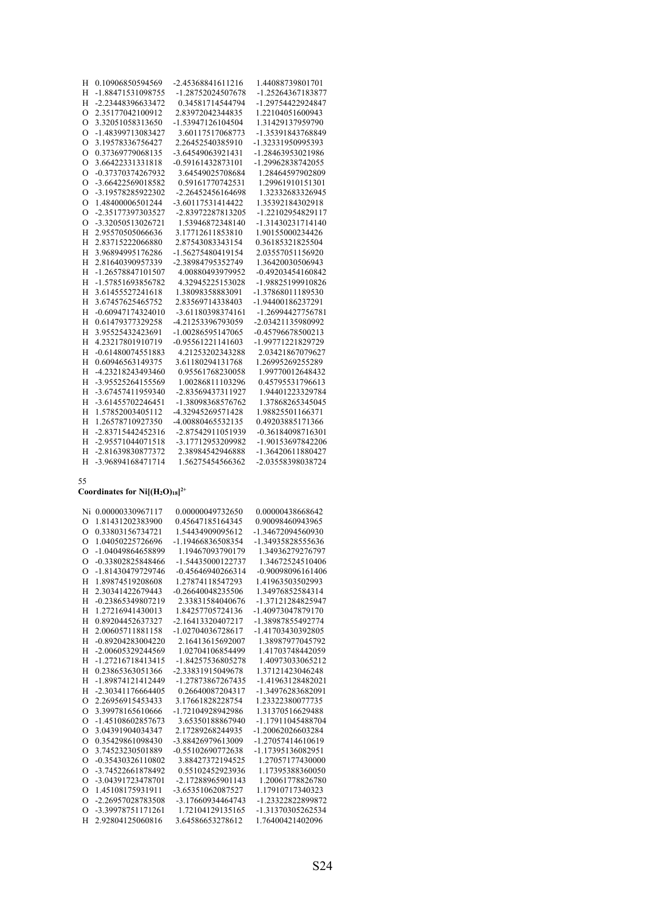```
H 0.10906850594569 -2.45368841611216 1.44088739801701
H -1.88471531098755 -1.28752024507678 -1.25264367183877
H -2.23448396633472 0.34581714544794 -1.29754422924847
O 2.35177042100912 2.83972042344835 1.22104051600943
O 3.32051058313650 -1.53947126104504 1.31429137959790
O -1.48399713083427 3.60117517068773 -1.35391843768849
O 3.19578336756427 2.26452540385910 -1.32331950995393
O 0.37369779068135 -3.64549063921431 -1.28463953021986
O 3.66422331331818 -0.59161432873101 -1.29962838742055
O -0.37370374267932 3.64549025708684 1.28464597902809
O -3.66422569018582 0.59161770742531 1.29961910151301
O -3.19578285922302 -2.26452456164698 1.32332683326945
O 1.48400006501244 -3.60117531414422 1.35392184302918
O -2.35177397303527 -2.83972287813205 -1.22102954829117
O -3.32050513026721 1.53946872348140 -1.31430231714140
H 2.95570505066636 3.17712611853810 1.90155000234426
H 2.83715222066880 2.87543083343154 0.36185321825504
H 3.96894995176286 -1.56275480419154 2.03557051156920
H 2.81640390957339 -2.38984795352749 1.36420030506943
H -1.26578847101507 4.00880493979952 -0.49203454160842
H -1.57851693856782 4.32945225153028 -1.98825199910826
H 3.61455527241618 1.38098358883091 -1.37868011189530
H 3.67457625465752 2.83569714338403 -1.94400186237291
H -0.60947174324010 -3.61180398374161 -1.26994427756781
H 0.61479377329258 -4.21253396793059 -2.03421135980992
H 3.95525432423691 -1.00286595147065 -0.45796678500213
H 4.23217801910719 -0.95561221141603 -1.99771221829729
H -0.61480074551883 4.21253202343288 2.03421867079627
H 0.60946563149375 3.61180294131768 1.26995269255289
H -4.23218243493460 0.95561768230058 1.99770012648432
H -3.95525264155569 1.00286811103296 0.45795531796613
H -3.67457411959340 -2.83569437311927 1.94401223329784
H -3.61455702246451 -1.38098368576762 1.37868265345045
H 1.57852003405112 -4.32945269571428 1.98825501166371
H 1.26578710927350 -4.00880465532135 0.49203885171366
H -2.83715442452316 -2.87542911051939 -0.36184098716301
H -2.95571044071518 -3.17712953209982 -1.90153697842206
H -2.81639830877372 2.38984542946888 -1.36420611880427
H -3.96894168471714 1.56275454566362 -2.03558398038724
```

55

**Coordinates for Ni[$(H_2O)_{18}$]$^{2+}$**

```
Ni 0.00000330967117 0.00000049732650 0.00000438668642
O 1.81431202383900 0.45647185164345 0.90098460943965
O 0.33803156734721 1.54434909095612 -1.34672094560930
O 1.04050225726696 -1.19466836508354 -1.34935828555636
O -1.04049864658899 1.19467093790179 1.34936279276797
O -0.33802825848466 -1.54435000122737 1.34672524510406
O -1.81430479729746 -0.45646940266314 -0.90098096161406
H 1.89874519208608 1.27874118547293 1.41963503502993
H 2.30341422679443 -0.26640048235506 1.34976852584314
H -0.23865349807219 2.33831584040676 -1.37121284825947
H 1.27216941430013 1.84257705724136 -1.40973047879170
H 0.89204452637327 -2.16413320407217 -1.38987855492774
H 2.00605711881158 -1.02704036728617 -1.41703430392805
H -0.89204283004220 2.16413615692007 1.38987977045792
H -2.00605329244569 1.02704106854499 1.41703748442059
H -1.27216718413415 -1.84257536805278 1.40973033065212
H 0.23865363051366 -2.33831915049678 1.37121423046248
H -1.89874121412449 -1.27873867267435 -1.41963128482021
H -2.30341176664405 0.26640087204317 -1.34976283682091
O 2.26956915453433 3.17661828228754 1.23322380077735
O 3.39978165610666 -1.72104928942986 1.31370516629488
O -1.45108602857673 3.65350188867940 -1.17911045488704
O 3.04391904034347 2.17289268244935 -1.20062026603284
O 0.35429861098430 -3.88426979613009 -1.27057414610619
O 3.74523230501889 -0.55102690772638 -1.17395136082951
O -0.35430326110802 3.88427372194525 1.27057177430000
O -3.74522661878492 0.55102452923936 1.17395388360050
O -3.04391723478701 -2.17288965901143 1.20061778826780
O 1.45108175931911 -3.65351062087527 1.17910717340323
O -2.26957028783508 -3.17660934464743 -1.23322822899872
O -3.39978751171261 1.72104129135165 -1.31370305262534
H 2.92804125060816 3.64586653278612 1.76400421402096
```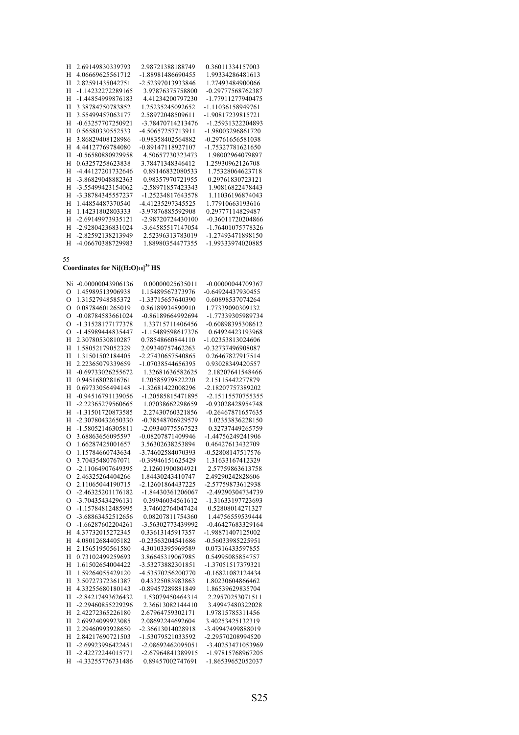```
H  2.69149830339793   2.98721388188749   0.36011334157003
H  4.06669625561712  -1.88981486690455   1.99334286481613
H  2.82591435042751  -2.52397013933846   1.27493484900066
H -1.14232272289165   3.97876375758800  -0.29777568762387
H -1.44854999876183   4.41234200797230  -1.77911277940475
H  3.38784750783852   1.25235245092652  -1.11036158949761
H  3.55499457063177   2.58972048509611  -1.90817239815721
H -0.63257707250921  -3.78470714213476  -1.25931322204893
H  0.56580330552533  -4.50657257713911  -1.98003296861720
H  3.86829408128986  -0.98358402564882  -0.29761656581038
H  4.44127769784080  -0.89147118927107  -1.75327781621650
H -0.56580880929958   4.50657730323473   1.98002964079897
H  0.63257256623838   3.78471348346412   1.25930962126708
H -4.44127201732646   0.89146832080533   1.75328064623718
H -3.86829048882363   0.98357970721955   0.29761830723121
H -3.55499423154062  -2.58971857423343   1.90816822478443
H -3.38784345557237  -1.25234817643578   1.11036196874043
H  1.44854487370540  -4.41235297345525   1.77910663193616
H  1.14231802803333  -3.97876885592908   0.29777114829487
H -2.69149973935121  -2.98720724430100  -0.36011720204866
H -2.92804236831024  -3.64585517147054  -1.76401075778326
H -2.82592138213949   2.52396313783019  -1.27493471898150
H -4.06670388729983   1.88980354477355  -1.99333974020885
```

55

**Coordinates for Ni[(H₂O)₁₈]³⁺ HS**

```
Ni -0.00000043906136   0.00000025635011  -0.00000044709367
O   1.45989513906938   1.15489567373976  -0.64924437930455
O   1.31527948585372  -1.33715657640390   0.60898537074264
O   0.08784601265019   0.86189934890910   1.77339090309132
O  -0.08784583661024  -0.86189664992694  -1.77339305989734
O  -1.31528177177378   1.33715711406456  -0.60898395308612
O  -1.45989444835447  -1.15489598617376   0.64924423193968
H   2.30780530810287   0.78548660844110  -1.02353813024606
H   1.58052179052329   2.09340757462263  -0.32737496908087
H   1.31501502184405  -2.27430657540865   0.26467827917514
H   2.22365079339659  -1.07038544656395   0.93028349420557
H  -0.69733026255672   1.32681636582625   2.18207641548466
H   0.94516802816761   1.20585979822220   2.15115442277879
H   0.69733056494148  -1.32681422008296  -2.18207757389202
H  -0.94516791139056  -1.20585815471895  -2.15115570755355
H  -2.22365279560665   1.07038662298659  -0.93028428954748
H  -1.31501720873585   2.27430760321856  -0.26467871657635
H  -2.30780432650330  -0.78548706929579   1.02353836228150
H  -1.58052146305811  -2.09340775567523   0.32737449265759
O   3.68863656095597  -0.08207871409946  -1.44756249241906
O   1.66287425001657   3.56302638253894   0.46427613432709
O   1.15784660743634  -3.74602584070393  -0.52808147517576
O   3.70435480767071  -0.39946151625429   1.31633167412329
O  -2.11064907649395   2.12601900804921   2.57759863613758
O   2.46325264404266   1.84430243410747   2.49290242828606
O   2.11065044190715  -2.12601864437225  -2.57759873612938
O  -2.46325201176182  -1.84430361206067  -2.49290304734739
O  -3.70435434296131   0.39946034561612  -1.31633197723693
O  -1.15784812485995   3.74602764047424   0.52808014271327
O  -3.68863452512656   0.08207811754360   1.44756559539444
O  -1.66287602204261  -3.56302773439992  -0.46427683329164
H   4.37732015272345   0.33613145917357  -1.98871407125002
H   4.08012684405182  -0.23563204541686  -0.56033985225951
H   2.15651950561580   4.30103395969589   0.07316433597855
H   0.73102499259693   3.86645319067985   0.54995085854757
H   1.61502654004422  -3.53273882301851  -1.37051517379321
H   1.59264055429120  -4.53570256200770  -0.16821082124434
H   3.50727372361387   0.43325083983863   1.80230604866462
H   4.33255680180143  -0.89457289881849   1.86539629835704
H  -2.84217493626432   1.53079450464314   2.29570253071511
H  -2.29460855229296   2.36613082144410   3.49947480322028
H   2.42272365226180   2.67964759302171   1.97815785311456
H   2.69924099923085   2.08692244692604   3.40253425132319
H   2.29460993928650  -2.36613014028918  -3.49947499888019
H   2.84217690721503  -1.53079521033592  -2.29570208994520
H  -2.69923996422451  -2.08692462095051  -3.40253471053969
H  -2.42272244015771  -2.67964841389915  -1.97815768967205
H  -4.33255776731486   0.89457002747691  -1.86539652052037
```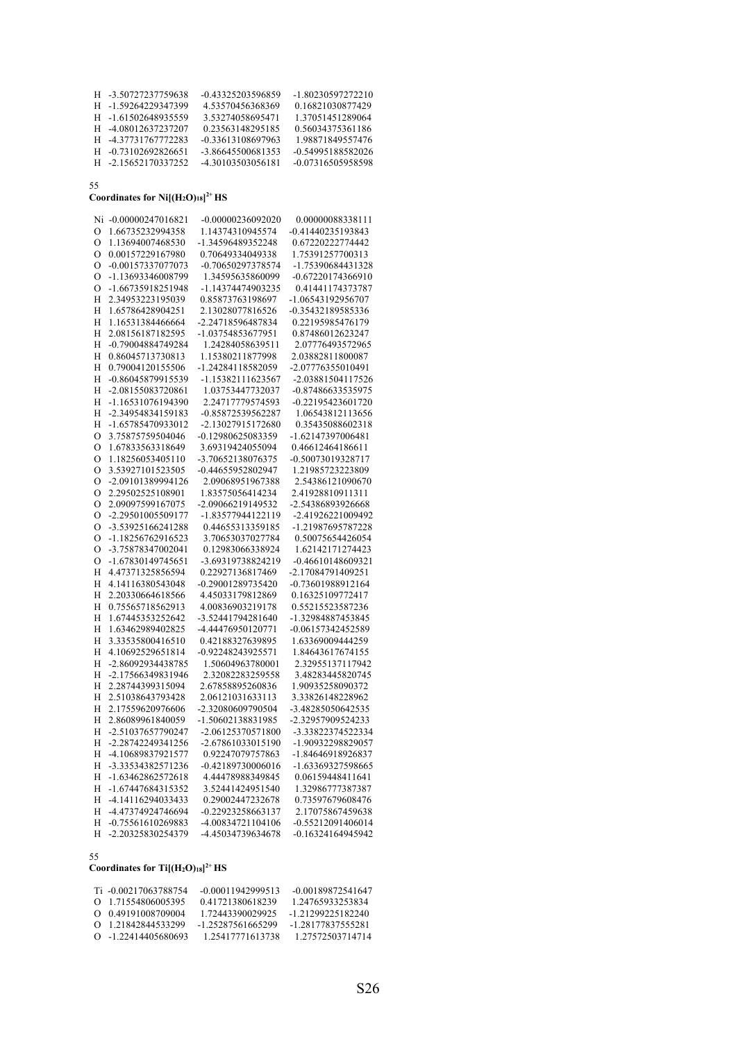| | | | |
|---|---|---|---|
| H | -3.50727237759638 | -0.43325203596859 | -1.80230597272210 |
| H | -1.59264229347399 | 4.53570456368369 | 0.16821030877429 |
| H | -1.61502648935559 | 3.53274058695471 | 1.37051451289064 |
| H | -4.08012637237207 | 0.23563148295185 | 0.56034375361186 |
| H | -4.37731767772283 | -0.33613108697963 | 1.98871849557476 |
| H | -0.73102692826651 | -3.86645500681353 | -0.54995188582026 |
| H | -2.15652170337252 | -4.30103503056181 | -0.07316505958598 |

55

**Coordinates for $Ni[(H_2O)_{18}]^{2+}$ HS**

| | | | |
|---|---|---|---|
| Ni | -0.00000247016821 | -0.00000236092020 | 0.00000088338111 |
| O | 1.66735232994358 | 1.14374310945574 | -0.41440235193843 |
| O | 1.13694007468530 | -1.34596489352248 | 0.67220222774442 |
| O | 0.00157229167980 | 0.70649334049338 | 1.75391257700313 |
| O | -0.00157337077073 | -0.70650297378574 | -1.75390684431328 |
| O | -1.13693346008799 | 1.34595635860099 | -0.67220174366910 |
| O | -1.66735918251948 | -1.14374474903235 | 0.41441174373787 |
| H | 2.34953223195039 | 0.85873763198697 | -1.06543192956707 |
| H | 1.65786428904251 | 2.13028077816526 | -0.35432189585336 |
| H | 1.16531384466664 | -2.24718596487834 | 0.22195985476179 |
| H | 2.08156187182595 | -1.03754853677951 | 0.87486012623247 |
| H | -0.79004884749284 | 1.24284058639511 | 2.07776493572965 |
| H | 0.86045713730813 | 1.15380211877998 | 2.03882811800087 |
| H | 0.79004120155506 | -1.24284118582059 | -2.07776355010491 |
| H | -0.86045879915539 | -1.15382111623567 | -2.03881504117526 |
| H | -2.08155083720861 | 1.03753447732037 | -0.87486633535975 |
| H | -1.16531076194390 | 2.24717779574593 | -0.22195423601720 |
| H | -2.34954834159183 | -0.85872539562287 | 1.06543812113656 |
| H | -1.65785470933012 | -2.13027915172680 | 0.35435088602318 |
| O | 3.75875759504046 | -0.12980625083359 | -1.62147397006481 |
| O | 1.67833563318649 | 3.69319424055094 | 0.46612464186611 |
| O | 1.18256053405110 | -3.70652138076375 | -0.50073019328717 |
| O | 3.53927101523505 | -0.44655952802947 | 1.21985723223809 |
| O | -2.09101389994126 | 2.09068951967388 | 2.54386121090670 |
| O | 2.29502525108901 | 1.83575056414234 | 2.41928810911311 |
| O | 2.09097599167075 | -2.09066219149532 | -2.54386893926668 |
| O | -2.29501005509177 | -1.83577944122119 | -2.41926221009492 |
| O | -3.53925166241288 | 0.44655313359185 | -1.21987695787228 |
| O | -1.18256762916523 | 3.70653037027784 | 0.50075654426054 |
| O | -3.75878347002041 | 0.12983066338924 | 1.62142171274423 |
| O | -1.67830149745651 | -3.69319738824219 | -0.46610148609321 |
| H | 4.47371325856594 | 0.22927136817469 | -2.17084791409251 |
| H | 4.14116380543048 | -0.29001289735420 | -0.73601988912164 |
| H | 2.20330664618566 | 4.45033179812869 | 0.16325109772417 |
| H | 0.75565718562913 | 4.00836903219178 | 0.55215523587236 |
| H | 1.67445353252642 | -3.52441794281640 | -1.32984887453845 |
| H | 1.63462989402825 | -4.44476950120771 | -0.06157342452589 |
| H | 3.33535800416510 | 0.42188327639895 | 1.63369009444259 |
| H | 4.10692529651814 | -0.92248243925571 | 1.84643617674155 |
| H | -2.86092934438785 | 1.50604963780001 | 2.32955137117942 |
| H | -2.17566349831946 | 2.32082283259558 | 3.48283445820745 |
| H | 2.28744399315094 | 2.67858895260836 | 1.90935258090372 |
| H | 2.51038643793428 | 2.06121031633113 | 3.33826148228962 |
| H | 2.17559620976606 | -2.32080609790504 | -3.48285050642535 |
| H | 2.86089961840059 | -1.50602138831985 | -2.32957909524233 |
| H | -2.51037657790247 | -2.06125370571800 | -3.33822374522334 |
| H | -2.28742249341256 | -2.67861033015190 | -1.90932298829057 |
| H | -4.10689837921577 | 0.92247079757863 | -1.84646918926837 |
| H | -3.33534382571236 | -0.42189730006016 | -1.63369327598665 |
| H | -1.63462862572618 | 4.44478988349845 | 0.06159448411641 |
| H | -1.67447684315352 | 3.52441424951540 | 1.32986777387387 |
| H | -4.14116294033433 | 0.29002447232678 | 0.73597679608476 |
| H | -4.47374924746694 | -0.22923258663137 | 2.17075867459638 |
| H | -0.75561610269883 | -4.00834721104106 | -0.55212091406014 |
| H | -2.20325830254379 | -4.45034739634678 | -0.16324164945942 |

55

**Coordinates for $Ti[(H_2O)_{18}]^{2+}$ HS**

| | | | |
|---|---|---|---|
| Ti | -0.00217063788754 | -0.00011942999513 | -0.00189872541647 |
| O | 1.71554806005395 | 0.41721380618239 | 1.24765933253834 |
| O | 0.49191008709004 | 1.72443390029925 | -1.21299225182240 |
| O | 1.21842844533299 | -1.25287561665299 | -1.28177837555281 |
| O | -1.22414405680693 | 1.25417771613738 | 1.27572503714714 |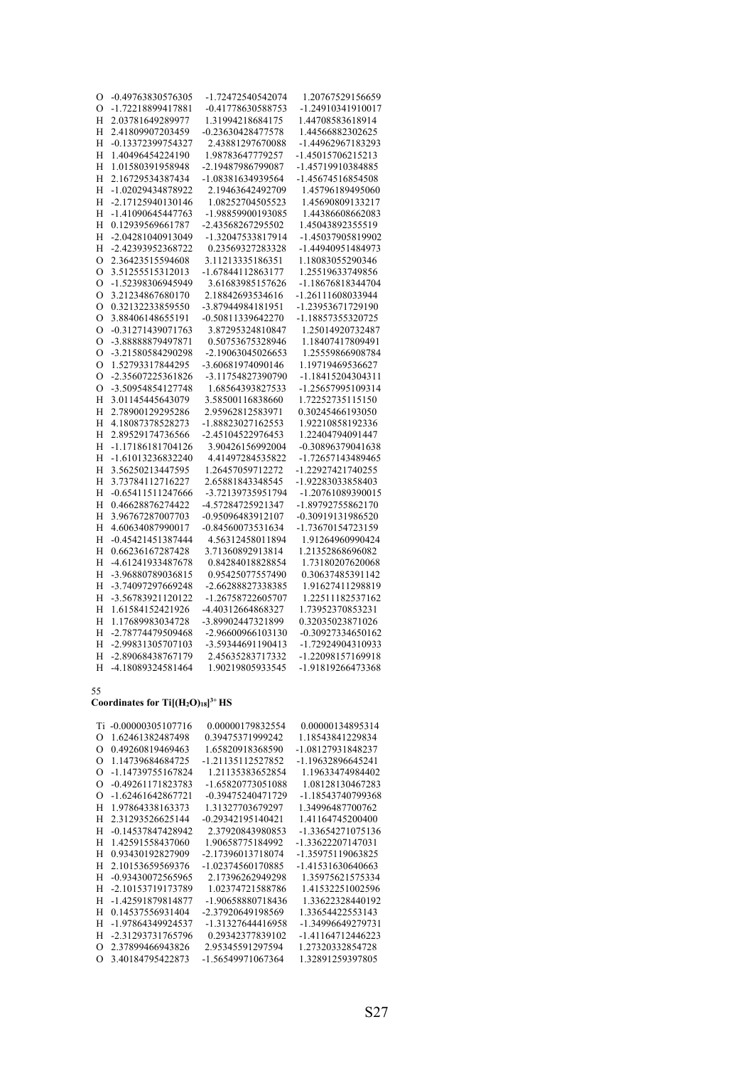```
O  -0.49763830576305   -1.72472540542074    1.20767529156659
O  -1.72218899417881   -0.41778630588753   -1.24910341910017
H   2.03781649289977    1.31994218684175    1.44708583618914
H   2.41809907203459   -0.23630428477578    1.44566882302625
H  -0.13372399754327    2.43881297670088   -1.44962967183293
H   1.40496454224190    1.98783647779257   -1.45015706215213
H   1.01580391958948   -2.19487986799087   -1.45719910384885
H   2.16729534387434   -1.08381634939564   -1.45674516854508
H  -1.02029434878922    2.19463642492709    1.45796189495060
H  -2.17125940130146    1.08252704505523    1.45690809133217
H  -1.41090645447763   -1.98859900193085    1.44386608662083
H   0.12939569661787   -2.43568267295502    1.45043892355519
H  -2.04281040913049   -1.32047533817914   -1.45037905819902
H  -2.42393952368722    0.23569327283328   -1.44940951484973
O   2.36423515594608    3.11213335186351    1.18083055290346
O   3.51255515312013   -1.67844112863177    1.25519633749856
O  -1.52398306945949    3.61683985157626   -1.18676818344704
O   3.21234867680170    2.18842693534616   -1.26111608033944
O   0.32132233859550   -3.87944984181951   -1.23953671729190
O   3.88406148655191   -0.50811339642270   -1.18857355320725
O  -0.31271439071763    3.87295324810847    1.25014920732487
O  -3.88888879497871    0.50753675328946    1.18407417809491
O  -3.21580584290298   -2.19063045026653    1.25559866908784
O   1.52793317844295   -3.60681974090146    1.19719469536627
O  -2.35607225361826   -3.11754827390790   -1.18415204304311
O  -3.50954854127748    1.68564393827533   -1.25657995109314
H   3.01145445643079    3.58500116838660    1.72252735115150
H   2.78900129295286    2.95962812583971    0.30245466193050
H   4.18087378528273   -1.88823027162553    1.92210858192336
H   2.89529174736566   -2.45104522976453    1.22404794091447
H  -1.17186181704126    3.90426156992004   -0.30896379041638
H  -1.61013236832240    4.41497284535822   -1.72657143489465
H   3.56250213447595    1.26457059712272   -1.22927421740255
H   3.73784112716227    2.65881843348545   -1.92283033858403
H  -0.65411511247666   -3.72139735951794   -1.20761089390015
H   0.46628876274422   -4.57284725921347   -1.89792755862170
H   3.96767287007703   -0.95096483912107   -0.30919131986520
H   4.60634087990017   -0.84560073531634   -1.73670154723159
H  -0.45421451387444    4.56312458011894    1.91264960990424
H   0.66236167287428    3.71360892913814    1.21352868696082
H  -4.61241933487678    0.84284018828854    1.73180207620068
H  -3.96880789036815    0.95425077557490    0.30637485391142
H  -3.74097297669248   -2.66288827338385    1.91627411298819
H  -3.56783921120122   -1.26758722605707    1.22511182537162
H   1.61584152421926   -4.40312664868327    1.73952370853231
H   1.17689983034728   -3.89902447321899    0.32035023871026
H  -2.78774479509468   -2.96600966103130   -0.30927334650162
H  -2.99831305707103   -3.59344691190413   -1.72924904310933
H  -2.89068438767179    2.45635283717332   -1.22098157169918
H  -4.18089324581464    1.90219805933545   -1.91819266473368
```

55

**Coordinates for Ti[(H₂O)₁₈]³⁺ HS**

```
Ti -0.00000305107716    0.00000179832554    0.00000134895314
O   1.62461382487498    0.39475371999242    1.18543841229834
O   0.49260819469463    1.65820918368590   -1.08127931848237
O   1.14739684684725   -1.21135112527852   -1.19632896645241
O  -1.14739755167824    1.21135383652854    1.19633474984402
O  -0.49261171823783   -1.65820773051088    1.08128130467283
O  -1.62461642867721   -0.39475240471729   -1.18543740799368
H   1.97864338163373    1.31327703679297    1.34996487700762
H   2.31293526625144   -0.29342195140421    1.41164745200400
H  -0.14537847428942    2.37920843980853   -1.33654271075136
H   1.42591558437060    1.90658775184992   -1.33622207147031
H   0.93430192827909   -2.17396013718074   -1.35975119063825
H   2.10153659569376   -1.02374560170885   -1.41531630640663
H  -0.93430072565965    2.17396262949298    1.35975621575334
H  -2.10153719173789    1.02374721588786    1.41532251002596
H  -1.42591879814877   -1.90658880718436    1.33622328440192
H   0.14537556931404   -2.37920649198569    1.33654422553143
H  -1.97864349924537   -1.31327644416958   -1.34996649279731
H  -2.31293731765796    0.29342377839102   -1.41164712446223
O   2.37899466943826    2.95345591297594    1.27320332854728
O   3.40184795422873   -1.56549971067364    1.32891259397805
```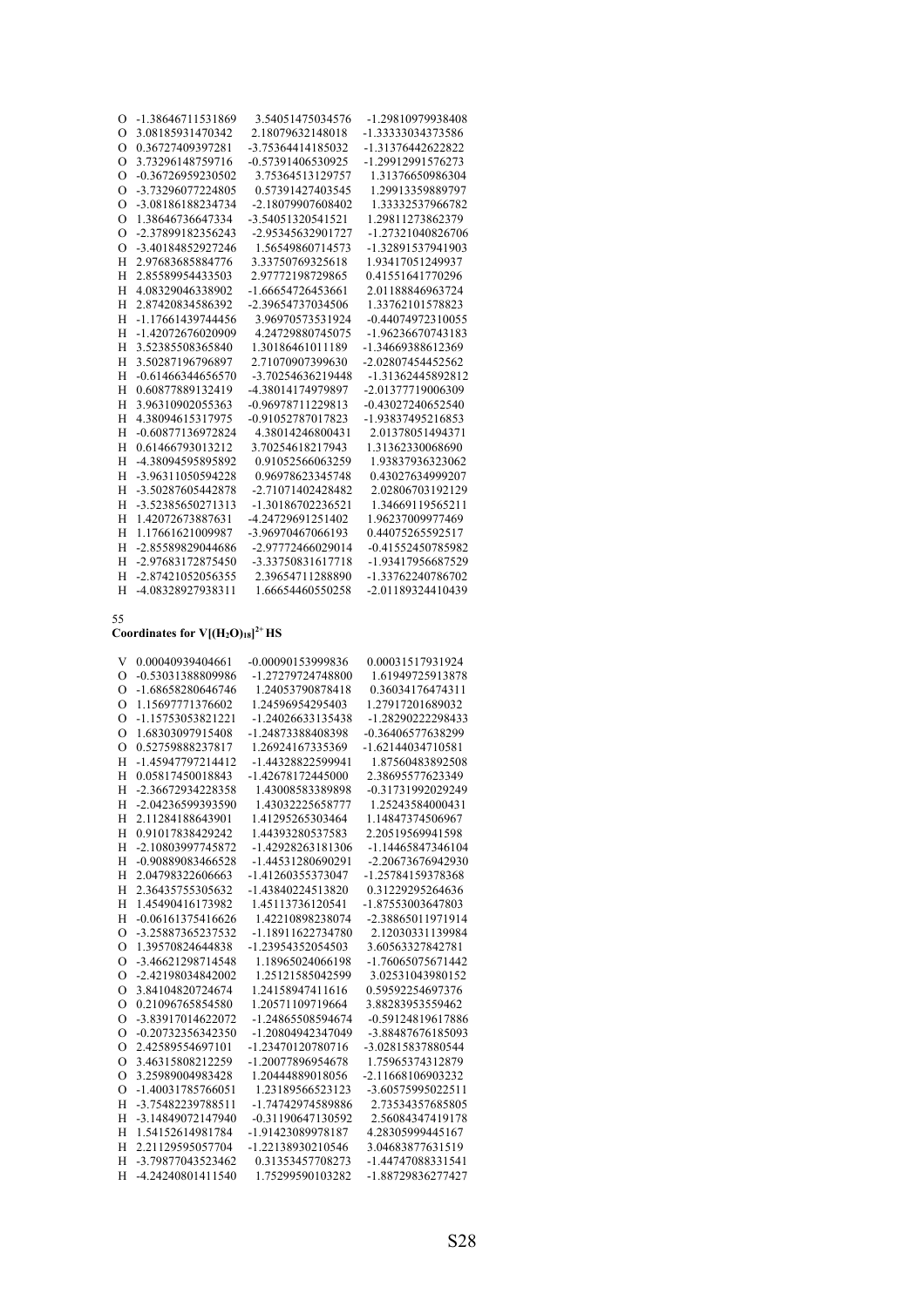```
O -1.38646711531869 3.54051475034576 -1.29810979938408
O 3.08185931470342 2.18079632148018 -1.33333034373586
O 0.36727409397281 -3.75364414185032 -1.31376442622822
O 3.73296148759716 -0.57391406530925 -1.29912991576273
O -0.36726959230502 3.75364513129757 1.31376650986304
O -3.73296077224805 0.57391427403545 1.29913359889797
O -3.08186188234734 -2.18079907608402 1.33332537966782
O 1.38646736647334 -3.54051320541521 1.29811273862379
O -2.37899182356243 -2.95345632901727 -1.27321040826706
O -3.40184852927246 1.56549860714573 -1.32891537941903
H 2.97683685884776 3.33750769325618 1.93417051249937
H 2.85589954433503 2.97772198729865 0.41551641770296
H 4.08329046338902 -1.66654726453661 2.01188846963724
H 2.87420834586392 -2.39654737034506 1.33762101578823
H -1.17661439744456 3.96970573531924 -0.44074972310055
H -1.42072676020909 4.24729880745075 -1.96236670743183
H 3.52385508365840 1.30186461011189 -1.34669388612369
H 3.50287196796897 2.71070907399630 -2.02807454452562
H -0.61466344656570 -3.70254636219448 -1.31362445892812
H 0.60877889132419 -4.38014174979897 -2.01377719006309
H 3.96310902055363 -0.96978711229813 -0.43027240652540
H 4.38094615317975 -0.91052787017823 -1.93837495216853
H -0.60877136972824 4.38014246800431 2.01378051494371
H 0.61466793013212 3.70254618217943 1.31362330068690
H -4.38094595895892 0.91052566063259 1.93837936323062
H -3.96311050594228 0.96978623345748 0.43027634999207
H -3.50287605442878 -2.71071402428482 2.02806703192129
H -3.52385650271313 -1.30186702236521 1.34669119565211
H 1.42072673887631 -4.24729691251402 1.96237009977469
H 1.17661621009987 -3.96970467066193 0.44075265592517
H -2.85589829044686 -2.97772466029014 -0.41552450785982
H -2.97683172875450 -3.33750831617718 -1.93417956687529
H -2.87421052056355 2.39654711288890 -1.33762240786702
H -4.08328927938311 1.66654460550258 -2.01189324410439
```

55

**Coordinates for V[$(H_2O)_{18}$]$^{2+}$ HS**

```
V 0.00040939404661 -0.00090153999836 0.00031517931924
O -0.53031388809986 -1.27279724748800 1.61949725913878
O -1.68658280646746 1.24053790878418 0.36034176474311
O 1.15697771376602 1.24596954295403 1.27917201689032
O -1.15753053821221 -1.24026633135438 -1.28290222298433
O 1.68303097915408 -1.24873388408398 -0.36406577638299
O 0.52759888237817 1.26924167335369 -1.62144034710581
H -1.45947797214412 -1.44328822599941 1.87560483892508
H 0.05817450018843 -1.42678172445000 2.38695577623349
H -2.36672934228358 1.43008583389898 -0.31731992029249
H -2.04236599393590 1.43032225658777 1.25243584000431
H 2.11284188643901 1.41295265303464 1.14847374506967
H 0.91017838429242 1.44393280537583 2.20519569941598
H -2.10803997745872 -1.42928263181306 -1.14465847346104
H -0.90889083466528 -1.44531280690291 -2.20673676942930
H 2.04798322606663 -1.41260355373047 -1.25784159378368
H 2.36435755305632 -1.43840224513820 0.31229295264636
H 1.45490416173982 1.45113736120541 -1.87553003647803
H -0.06161375416626 1.42210898238074 -2.38865011971914
O -3.25887365237532 -1.18911622734780 2.12030331139984
O 1.39570824644838 -1.23954352054503 3.60563327842781
O -3.46621298714548 1.18965024066198 -1.76065075671442
O -2.42198034842002 1.25121585042599 3.02531043980152
O 3.84104820724674 1.24158947411616 0.59592254697376
O 0.21096765854580 1.20571109719664 3.88283953559462
O -3.83917014622072 -1.24865508594674 -0.59124819617886
O -0.20732356342350 -1.20804942347049 -3.88487676185093
O 2.42589554697101 -1.23470120780716 -3.02815837880544
O 3.46315808212259 -1.20077896954678 1.75965374312879
O 3.25989004983428 1.20444889018056 -2.11668106903232
O -1.40031785766051 1.23189566523123 -3.60575995022511
H -3.75482239788511 -1.74742974589886 2.73534357685805
H -3.14849072147940 -0.31190647130592 2.56084347419178
H 1.54152614981784 -1.91423089978187 4.28305999445167
H 2.21129595057704 -1.22138930210546 3.04683877631519
H -3.79877043523462 0.31353457708273 -1.44747088331541
H -4.24240801411540 1.75299590103282 -1.88729836277427
```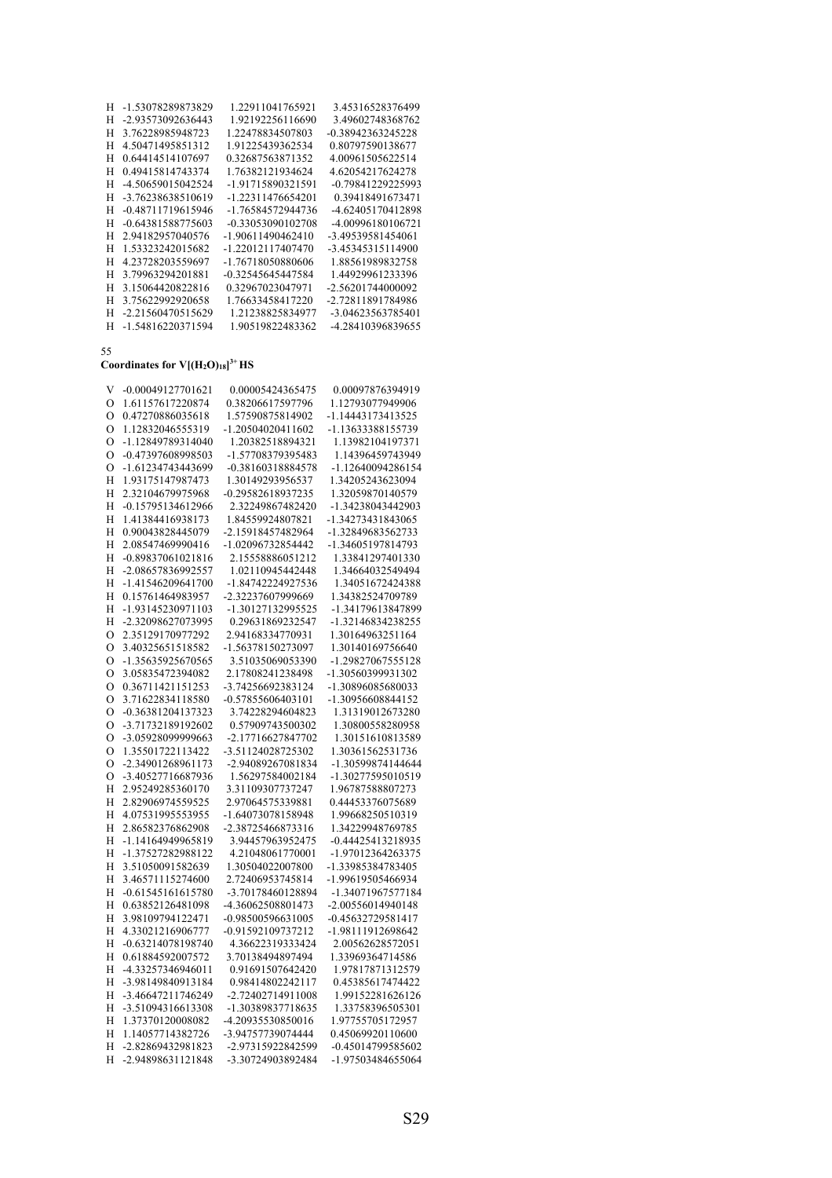```
H  -1.53078289873829    1.22911041765921    3.45316528376499
H  -2.93573092636443    1.92192256116690    3.49602748368762
H   3.76228985948723    1.22478834507803   -0.38942363245228
H   4.50471495851312    1.91225439362534    0.80797590138677
H   0.64414514107697    0.32687563871352    4.00961505622514
H   0.49415814743374    1.76382121934624    4.62054217624278
H  -4.50659015042524   -1.91715890321591   -0.79841229225993
H  -3.76238638510619   -1.22311476654201    0.39418491673471
H  -0.48711719615946   -1.76584572944736   -4.62405170412898
H  -0.64381588775603   -0.33053090102708   -4.00996180106721
H   2.94182957040576   -1.90611490462410   -3.49539581454061
H   1.53323242015682   -1.22012117407470   -3.45345315114900
H   4.23728203559697   -1.76718050880606    1.88561989832758
H   3.79963294201881   -0.32545645447584    1.44929961233396
H   3.15064420822816    0.32967023047971   -2.56201744000092
H   3.75622992920658    1.76633458417220   -2.72811891784986
H  -2.21560470515629    1.21238825834977   -3.04623563785401
H  -1.54816220371594    1.90519822483362   -4.28410396839655
```

55

**Coordinates for $V[(H_2O)_{18}]^{3+}$ HS**

```
V  -0.00049127701621    0.00005424365475    0.00097876394919
O   1.61157617220874    0.38206617597796    1.12793077949906
O   0.47270886035618    1.57590875814902   -1.14443173413525
O   1.12832046555319   -1.20504020411602   -1.13633388155739
O  -1.12849789314040    1.20382518894321    1.13982104197371
O  -0.47397608998503   -1.57708379395483    1.14396459743949
O  -1.61234743443699   -0.38160318884578   -1.12640094286154
H   1.93175147987473    1.30149293956537    1.34205243623094
H   2.32104679975968   -0.29582618937235    1.32059870140579
H  -0.15795134612966    2.32249867482420   -1.34238043442903
H   1.41384416938173    1.84559924807821   -1.34273431843065
H   0.90043828445079   -2.15918457482964   -1.32849683562733
H   2.08547469990416   -1.02096732854442   -1.34605197814793
H  -0.89837061021816    2.15558886051212    1.33841297401330
H  -2.08657836992557    1.02110945442448    1.34664032549494
H  -1.41546209641700   -1.84742224927536    1.34051672424388
H   0.15761464983957   -2.32237607999669    1.34382524709789
H  -1.93145230971103   -1.30127132995525   -1.34179613847899
H  -2.32098627073995    0.29631869232547   -1.32146834238255
O   2.35129170977292    2.94168334770931    1.30164963251164
O   3.40325651518582   -1.56378150273097    1.30140169756640
O  -1.35635925670565    3.51035069053390   -1.29827067555128
O   3.05835472394082    2.17808241238498   -1.30560399931302
O   0.36711421151253   -3.74256692383124   -1.30896085680033
O   3.71622834118580   -0.57855606403101   -1.30956608844152
O  -0.36381204137323    3.74228294604823    1.31319012673280
O  -3.71732189192602    0.57909743500302    1.30800558280958
O  -3.05928099999663   -2.17716627847702    1.30151610813589
O   1.35501722113422   -3.51124028725302    1.30361562531736
O  -2.34901268961173   -2.94089267081834   -1.30599874144644
O  -3.40527716687936    1.56297584002184   -1.30277595010519
H   2.95249285360170    3.31109307737247    1.96787588807273
H   2.82906974559525    2.97064575339881    0.44453376075689
H   4.07531995553955   -1.64073078158948    1.99668250510319
H   2.86582376862908   -2.38725466873316    1.34229948769785
H  -1.14164949965819    3.94457963952475   -0.44425413218935
H  -1.37527282988122    4.21048061770001   -1.97012364263375
H   3.51050091582639    1.30504022007800   -1.33985384783405
H   3.46571115274600    2.72406953745814   -1.99619505466934
H  -0.61545161615780   -3.70178460128894   -1.34071967577184
H   0.63852126481098   -4.36062508801473   -2.00556014940148
H   3.98109794122471   -0.98500596631005   -0.45632729581417
H   4.33021216906777   -0.91592109737212   -1.98111912698642
H  -0.63214078198740    4.36622319333424    2.00562628572051
H   0.61884592007572    3.70138494897494    1.33969364714586
H  -4.33257346946011    0.91691507642420    1.97817871312579
H  -3.98149840913184    0.98414802242117    0.45385617474422
H  -3.46647211746249   -2.72402714911008    1.99152281626126
H  -3.51094316613308   -1.30389837718635    1.33758396505301
H   1.37370120008082   -4.20935530850016    1.97755705172957
H   1.14057714382726   -3.94757739074444    0.45069920110600
H  -2.82869432981823   -2.97315922842599   -0.45014799585602
H  -2.94898631121848   -3.30724903892484   -1.97503484655064
```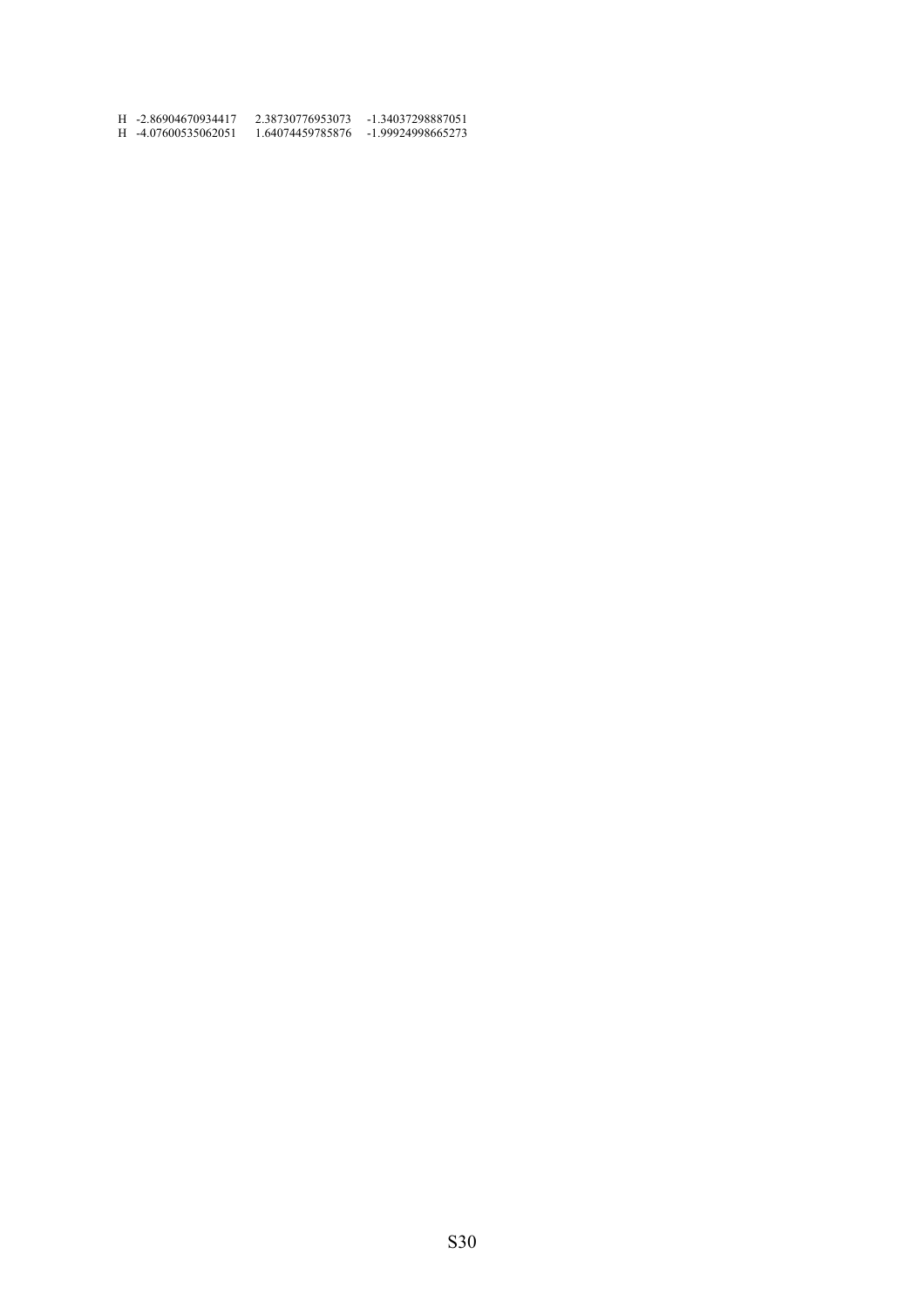H -2.86904670934417 2.38730776953073 -1.34037298887051
H -4.07600535062051 1.64074459785876 -1.99924998665273